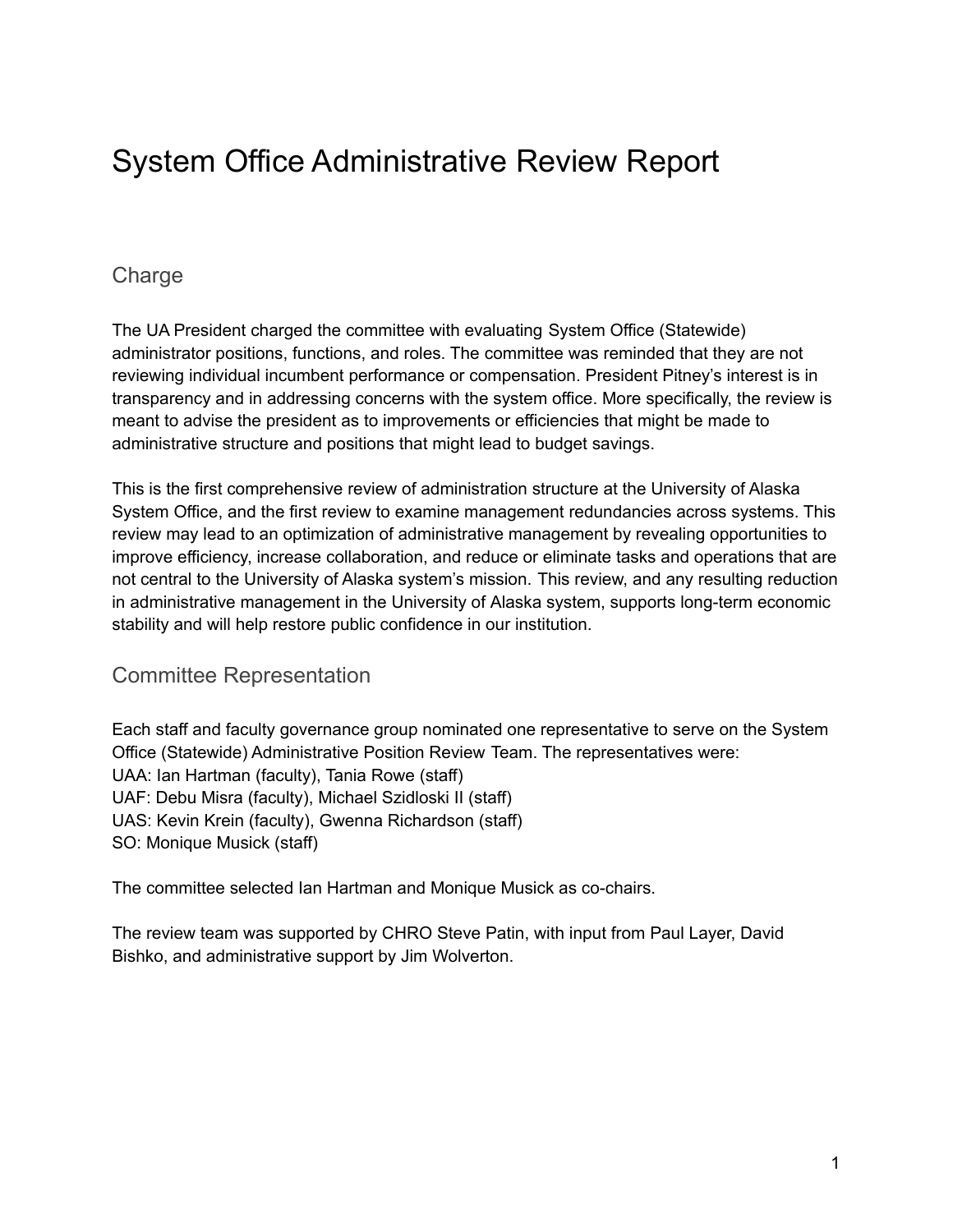# System Office Administrative Review Report

## Charge

The UA President charged the committee with evaluating System Office (Statewide) administrator positions, functions, and roles. The committee was reminded that they are not reviewing individual incumbent performance or compensation. President Pitney's interest is in transparency and in addressing concerns with the system office. More specifically, the review is meant to advise the president as to improvements or efficiencies that might be made to administrative structure and positions that might lead to budget savings.

This is the first comprehensive review of administration structure at the University of Alaska System Office, and the first review to examine management redundancies across systems. This review may lead to an optimization of administrative management by revealing opportunities to improve efficiency, increase collaboration, and reduce or eliminate tasks and operations that are not central to the University of Alaska system's mission. This review, and any resulting reduction in administrative management in the University of Alaska system, supports long-term economic stability and will help restore public confidence in our institution.

## Committee Representation

Each staff and faculty governance group nominated one representative to serve on the System Office (Statewide) Administrative Position Review Team. The representatives were:
UAA: Ian Hartman (faculty), Tania Rowe (staff)
UAF: Debu Misra (faculty), Michael Szidloski II (staff)
UAS: Kevin Krein (faculty), Gwenna Richardson (staff)
SO: Monique Musick (staff)

The committee selected Ian Hartman and Monique Musick as co-chairs.

The review team was supported by CHRO Steve Patin, with input from Paul Layer, David Bishko, and administrative support by Jim Wolverton.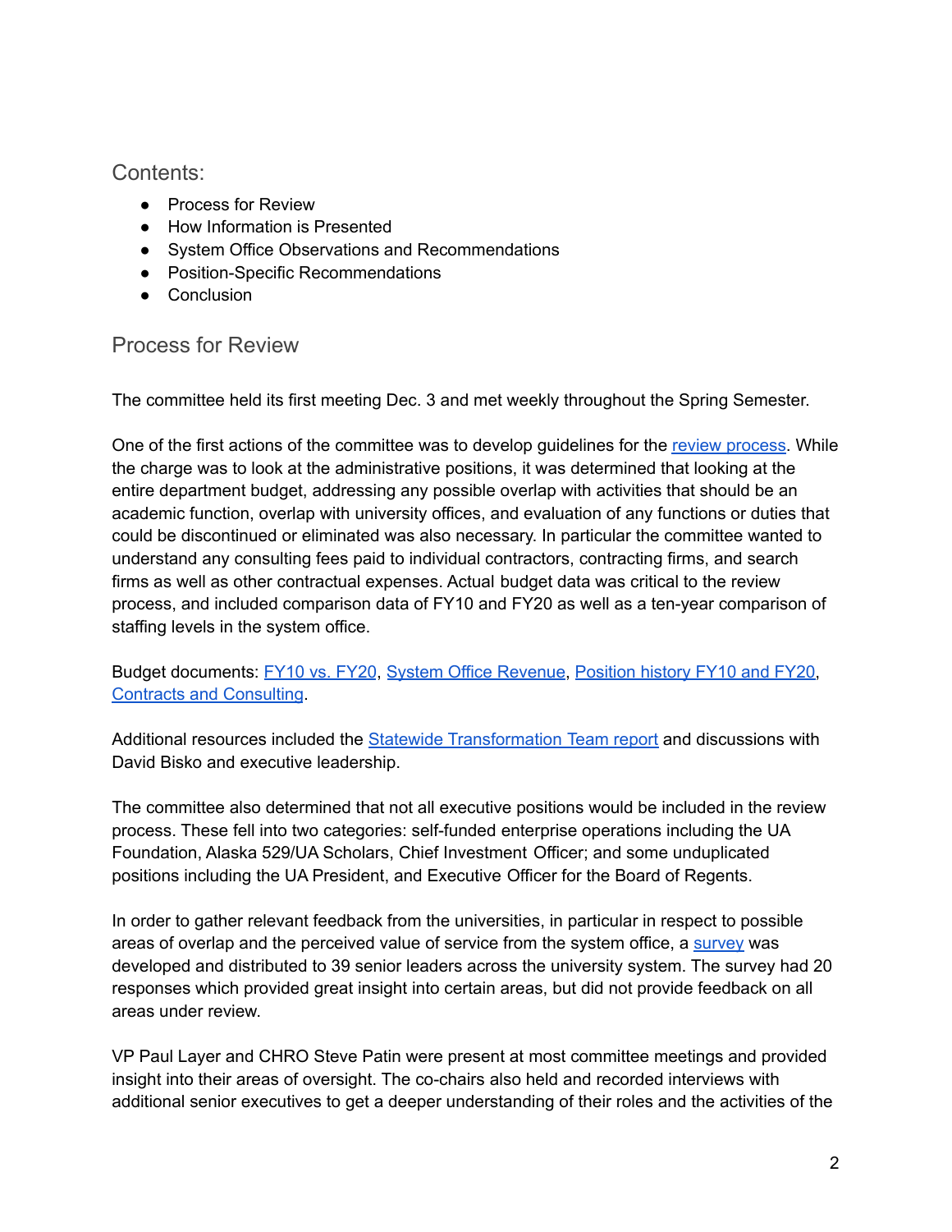## Contents:

- Process for Review
- How Information is Presented
- System Office Observations and Recommendations
- Position-Specific Recommendations
- Conclusion

## Process for Review

The committee held its first meeting Dec. 3 and met weekly throughout the Spring Semester.

One of the first actions of the committee was to develop guidelines for the review process. While the charge was to look at the administrative positions, it was determined that looking at the entire department budget, addressing any possible overlap with activities that should be an academic function, overlap with university offices, and evaluation of any functions or duties that could be discontinued or eliminated was also necessary. In particular the committee wanted to understand any consulting fees paid to individual contractors, contracting firms, and search firms as well as other contractual expenses. Actual budget data was critical to the review process, and included comparison data of FY10 and FY20 as well as a ten-year comparison of staffing levels in the system office.

Budget documents: FY10 vs. FY20, System Office Revenue, Position history FY10 and FY20, Contracts and Consulting.

Additional resources included the Statewide Transformation Team report and discussions with David Bisko and executive leadership.

The committee also determined that not all executive positions would be included in the review process. These fell into two categories: self-funded enterprise operations including the UA Foundation, Alaska 529/UA Scholars, Chief Investment Officer; and some unduplicated positions including the UA President, and Executive Officer for the Board of Regents.

In order to gather relevant feedback from the universities, in particular in respect to possible areas of overlap and the perceived value of service from the system office, a survey was developed and distributed to 39 senior leaders across the university system. The survey had 20 responses which provided great insight into certain areas, but did not provide feedback on all areas under review.

VP Paul Layer and CHRO Steve Patin were present at most committee meetings and provided insight into their areas of oversight. The co-chairs also held and recorded interviews with additional senior executives to get a deeper understanding of their roles and the activities of the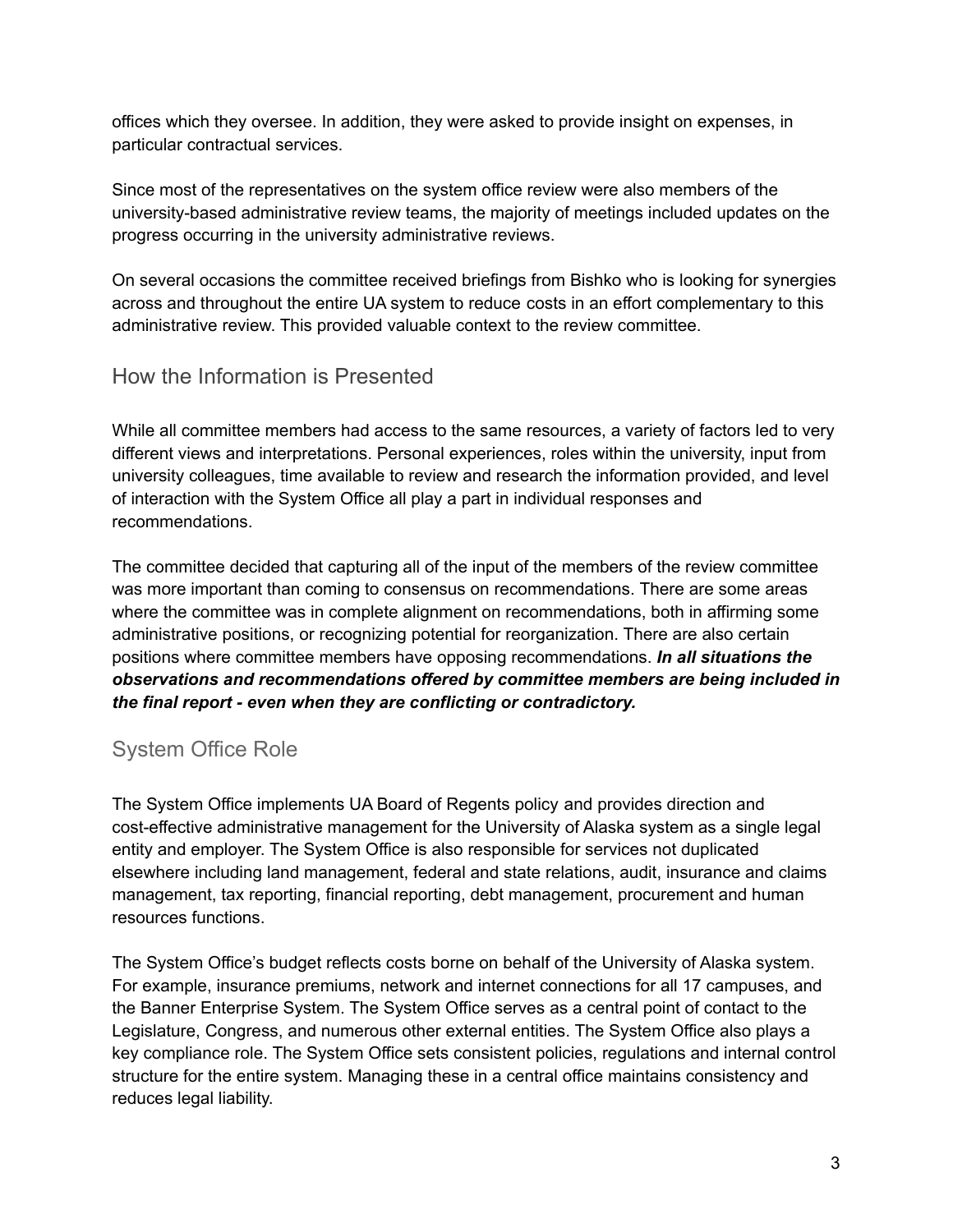offices which they oversee. In addition, they were asked to provide insight on expenses, in particular contractual services.

Since most of the representatives on the system office review were also members of the university-based administrative review teams, the majority of meetings included updates on the progress occurring in the university administrative reviews.

On several occasions the committee received briefings from Bishko who is looking for synergies across and throughout the entire UA system to reduce costs in an effort complementary to this administrative review. This provided valuable context to the review committee.

## How the Information is Presented

While all committee members had access to the same resources, a variety of factors led to very different views and interpretations. Personal experiences, roles within the university, input from university colleagues, time available to review and research the information provided, and level of interaction with the System Office all play a part in individual responses and recommendations.

The committee decided that capturing all of the input of the members of the review committee was more important than coming to consensus on recommendations. There are some areas where the committee was in complete alignment on recommendations, both in affirming some administrative positions, or recognizing potential for reorganization. There are also certain positions where committee members have opposing recommendations. ***In all situations the observations and recommendations offered by committee members are being included in the final report - even when they are conflicting or contradictory.***

## System Office Role

The System Office implements UA Board of Regents policy and provides direction and cost-effective administrative management for the University of Alaska system as a single legal entity and employer. The System Office is also responsible for services not duplicated elsewhere including land management, federal and state relations, audit, insurance and claims management, tax reporting, financial reporting, debt management, procurement and human resources functions.

The System Office's budget reflects costs borne on behalf of the University of Alaska system. For example, insurance premiums, network and internet connections for all 17 campuses, and the Banner Enterprise System. The System Office serves as a central point of contact to the Legislature, Congress, and numerous other external entities. The System Office also plays a key compliance role. The System Office sets consistent policies, regulations and internal control structure for the entire system. Managing these in a central office maintains consistency and reduces legal liability.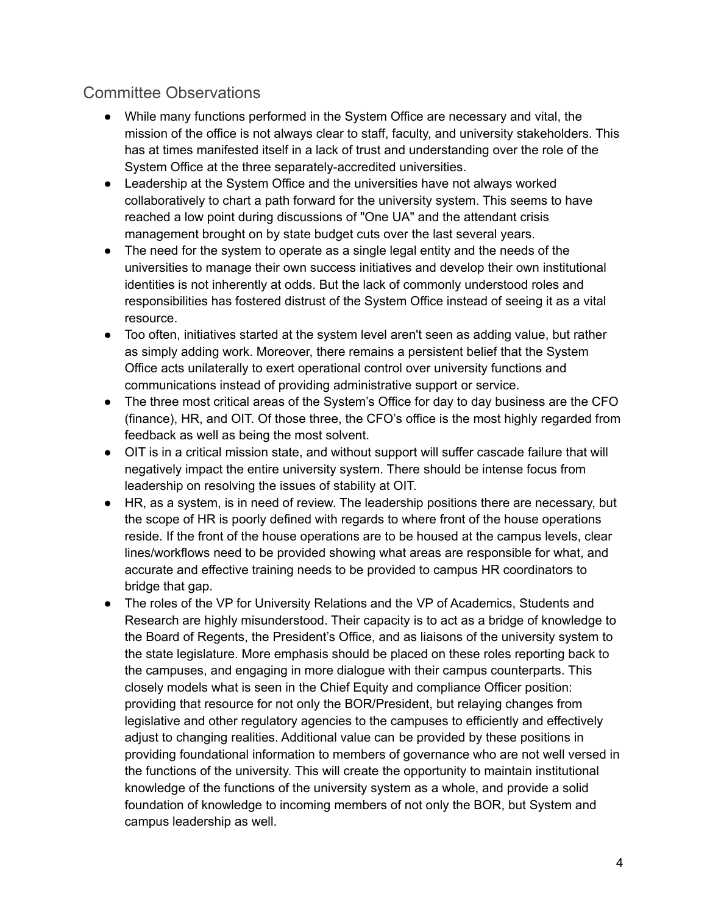## Committee Observations

- While many functions performed in the System Office are necessary and vital, the mission of the office is not always clear to staff, faculty, and university stakeholders. This has at times manifested itself in a lack of trust and understanding over the role of the System Office at the three separately-accredited universities.
- Leadership at the System Office and the universities have not always worked collaboratively to chart a path forward for the university system. This seems to have reached a low point during discussions of "One UA" and the attendant crisis management brought on by state budget cuts over the last several years.
- The need for the system to operate as a single legal entity and the needs of the universities to manage their own success initiatives and develop their own institutional identities is not inherently at odds. But the lack of commonly understood roles and responsibilities has fostered distrust of the System Office instead of seeing it as a vital resource.
- Too often, initiatives started at the system level aren't seen as adding value, but rather as simply adding work. Moreover, there remains a persistent belief that the System Office acts unilaterally to exert operational control over university functions and communications instead of providing administrative support or service.
- The three most critical areas of the System's Office for day to day business are the CFO (finance), HR, and OIT. Of those three, the CFO's office is the most highly regarded from feedback as well as being the most solvent.
- OIT is in a critical mission state, and without support will suffer cascade failure that will negatively impact the entire university system. There should be intense focus from leadership on resolving the issues of stability at OIT.
- HR, as a system, is in need of review. The leadership positions there are necessary, but the scope of HR is poorly defined with regards to where front of the house operations reside. If the front of the house operations are to be housed at the campus levels, clear lines/workflows need to be provided showing what areas are responsible for what, and accurate and effective training needs to be provided to campus HR coordinators to bridge that gap.
- The roles of the VP for University Relations and the VP of Academics, Students and Research are highly misunderstood. Their capacity is to act as a bridge of knowledge to the Board of Regents, the President's Office, and as liaisons of the university system to the state legislature. More emphasis should be placed on these roles reporting back to the campuses, and engaging in more dialogue with their campus counterparts. This closely models what is seen in the Chief Equity and compliance Officer position: providing that resource for not only the BOR/President, but relaying changes from legislative and other regulatory agencies to the campuses to efficiently and effectively adjust to changing realities. Additional value can be provided by these positions in providing foundational information to members of governance who are not well versed in the functions of the university. This will create the opportunity to maintain institutional knowledge of the functions of the university system as a whole, and provide a solid foundation of knowledge to incoming members of not only the BOR, but System and campus leadership as well.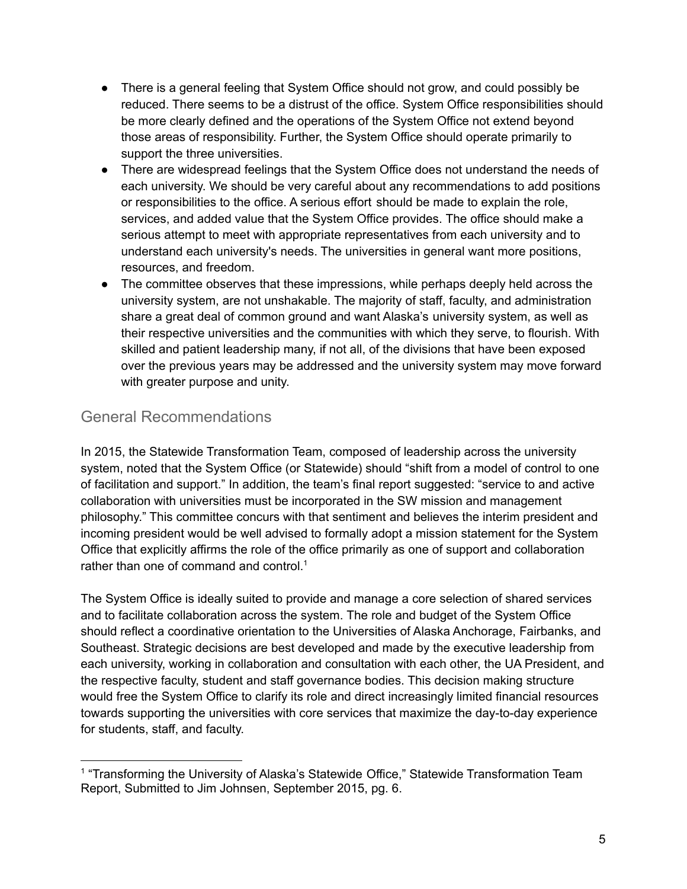- There is a general feeling that System Office should not grow, and could possibly be reduced. There seems to be a distrust of the office. System Office responsibilities should be more clearly defined and the operations of the System Office not extend beyond those areas of responsibility. Further, the System Office should operate primarily to support the three universities.
- There are widespread feelings that the System Office does not understand the needs of each university. We should be very careful about any recommendations to add positions or responsibilities to the office. A serious effort should be made to explain the role, services, and added value that the System Office provides. The office should make a serious attempt to meet with appropriate representatives from each university and to understand each university's needs. The universities in general want more positions, resources, and freedom.
- The committee observes that these impressions, while perhaps deeply held across the university system, are not unshakable. The majority of staff, faculty, and administration share a great deal of common ground and want Alaska's university system, as well as their respective universities and the communities with which they serve, to flourish. With skilled and patient leadership many, if not all, of the divisions that have been exposed over the previous years may be addressed and the university system may move forward with greater purpose and unity.

## General Recommendations

In 2015, the Statewide Transformation Team, composed of leadership across the university system, noted that the System Office (or Statewide) should "shift from a model of control to one of facilitation and support." In addition, the team's final report suggested: "service to and active collaboration with universities must be incorporated in the SW mission and management philosophy." This committee concurs with that sentiment and believes the interim president and incoming president would be well advised to formally adopt a mission statement for the System Office that explicitly affirms the role of the office primarily as one of support and collaboration rather than one of command and control.[1]

The System Office is ideally suited to provide and manage a core selection of shared services and to facilitate collaboration across the system. The role and budget of the System Office should reflect a coordinative orientation to the Universities of Alaska Anchorage, Fairbanks, and Southeast. Strategic decisions are best developed and made by the executive leadership from each university, working in collaboration and consultation with each other, the UA President, and the respective faculty, student and staff governance bodies. This decision making structure would free the System Office to clarify its role and direct increasingly limited financial resources towards supporting the universities with core services that maximize the day-to-day experience for students, staff, and faculty.

---

[1] "Transforming the University of Alaska's Statewide Office," Statewide Transformation Team Report, Submitted to Jim Johnsen, September 2015, pg. 6.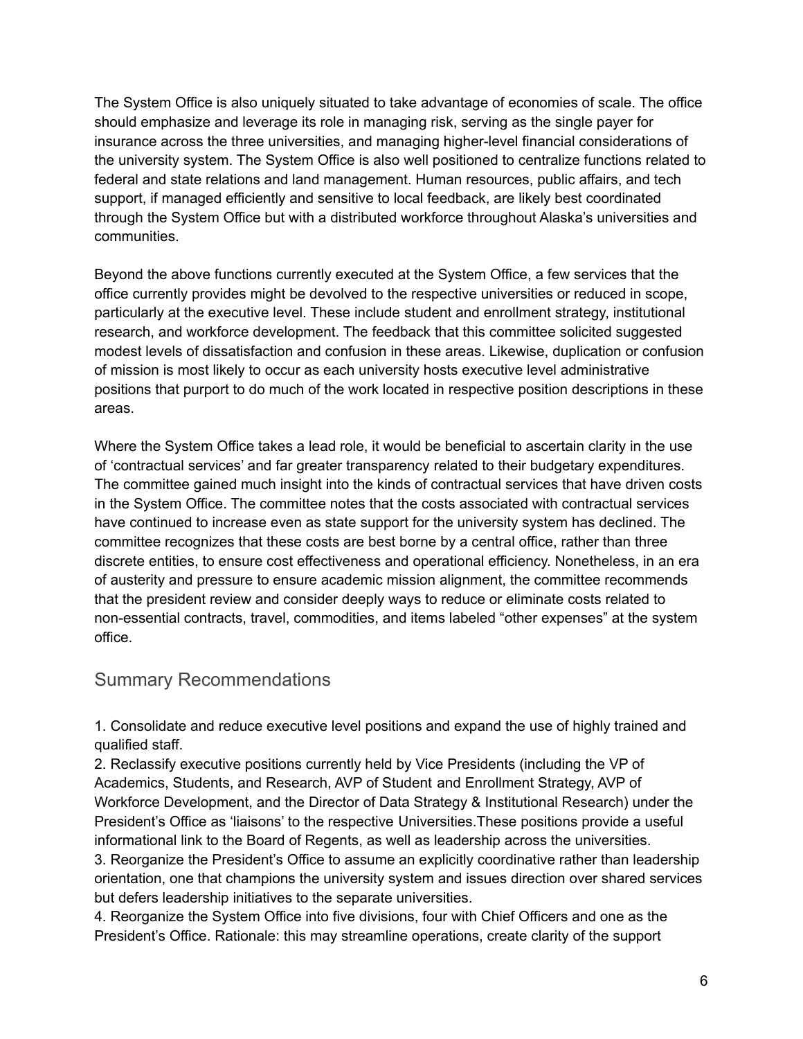The System Office is also uniquely situated to take advantage of economies of scale. The office should emphasize and leverage its role in managing risk, serving as the single payer for insurance across the three universities, and managing higher-level financial considerations of the university system. The System Office is also well positioned to centralize functions related to federal and state relations and land management. Human resources, public affairs, and tech support, if managed efficiently and sensitive to local feedback, are likely best coordinated through the System Office but with a distributed workforce throughout Alaska's universities and communities.

Beyond the above functions currently executed at the System Office, a few services that the office currently provides might be devolved to the respective universities or reduced in scope, particularly at the executive level. These include student and enrollment strategy, institutional research, and workforce development. The feedback that this committee solicited suggested modest levels of dissatisfaction and confusion in these areas. Likewise, duplication or confusion of mission is most likely to occur as each university hosts executive level administrative positions that purport to do much of the work located in respective position descriptions in these areas.

Where the System Office takes a lead role, it would be beneficial to ascertain clarity in the use of 'contractual services' and far greater transparency related to their budgetary expenditures. The committee gained much insight into the kinds of contractual services that have driven costs in the System Office. The committee notes that the costs associated with contractual services have continued to increase even as state support for the university system has declined. The committee recognizes that these costs are best borne by a central office, rather than three discrete entities, to ensure cost effectiveness and operational efficiency. Nonetheless, in an era of austerity and pressure to ensure academic mission alignment, the committee recommends that the president review and consider deeply ways to reduce or eliminate costs related to non-essential contracts, travel, commodities, and items labeled "other expenses" at the system office.

## Summary Recommendations

1. Consolidate and reduce executive level positions and expand the use of highly trained and qualified staff.
2. Reclassify executive positions currently held by Vice Presidents (including the VP of Academics, Students, and Research, AVP of Student and Enrollment Strategy, AVP of Workforce Development, and the Director of Data Strategy & Institutional Research) under the President's Office as 'liaisons' to the respective Universities.These positions provide a useful informational link to the Board of Regents, as well as leadership across the universities.
3. Reorganize the President's Office to assume an explicitly coordinative rather than leadership orientation, one that champions the university system and issues direction over shared services but defers leadership initiatives to the separate universities.
4. Reorganize the System Office into five divisions, four with Chief Officers and one as the President's Office. Rationale: this may streamline operations, create clarity of the support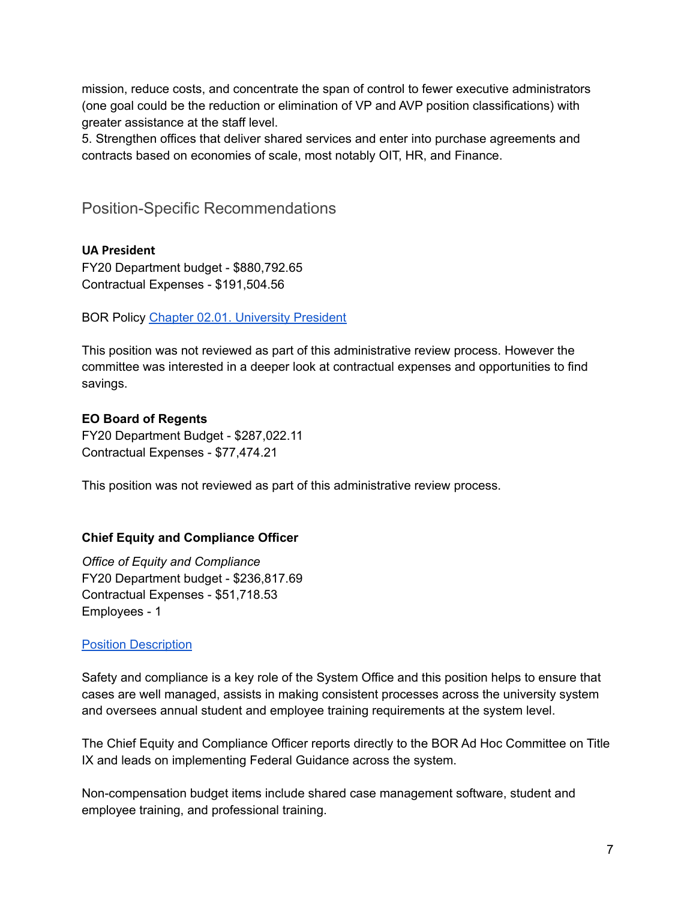mission, reduce costs, and concentrate the span of control to fewer executive administrators (one goal could be the reduction or elimination of VP and AVP position classifications) with greater assistance at the staff level.

5. Strengthen offices that deliver shared services and enter into purchase agreements and contracts based on economies of scale, most notably OIT, HR, and Finance.

## Position-Specific Recommendations

**UA President**

FY20 Department budget - $880,792.65

Contractual Expenses - $191,504.56

BOR Policy [Chapter 02.01. University President]()

This position was not reviewed as part of this administrative review process. However the committee was interested in a deeper look at contractual expenses and opportunities to find savings.

**EO Board of Regents**

FY20 Department Budget - $287,022.11

Contractual Expenses - $77,474.21

This position was not reviewed as part of this administrative review process.

**Chief Equity and Compliance Officer**

*Office of Equity and Compliance*

FY20 Department budget - $236,817.69

Contractual Expenses - $51,718.53

Employees - 1

[Position Description]()

Safety and compliance is a key role of the System Office and this position helps to ensure that cases are well managed, assists in making consistent processes across the university system and oversees annual student and employee training requirements at the system level.

The Chief Equity and Compliance Officer reports directly to the BOR Ad Hoc Committee on Title IX and leads on implementing Federal Guidance across the system.

Non-compensation budget items include shared case management software, student and employee training, and professional training.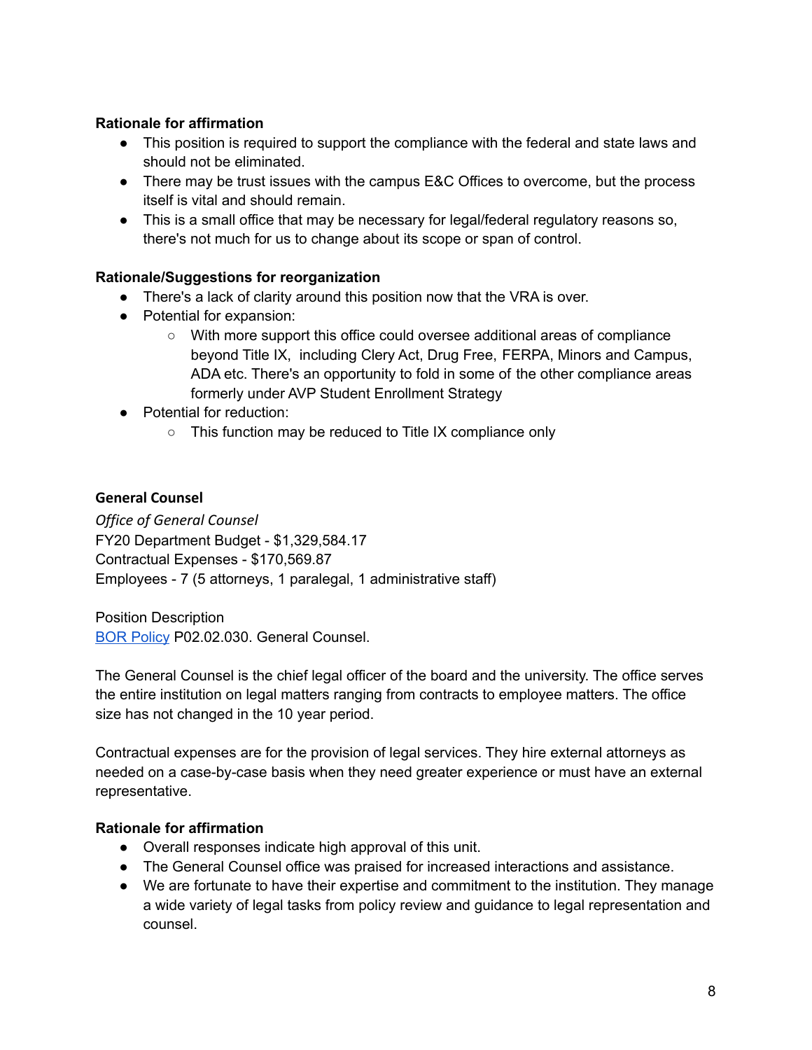**Rationale for affirmation**

- This position is required to support the compliance with the federal and state laws and should not be eliminated.
- There may be trust issues with the campus E&C Offices to overcome, but the process itself is vital and should remain.
- This is a small office that may be necessary for legal/federal regulatory reasons so, there's not much for us to change about its scope or span of control.

**Rationale/Suggestions for reorganization**

- There's a lack of clarity around this position now that the VRA is over.
- Potential for expansion:
  - With more support this office could oversee additional areas of compliance beyond Title IX, including Clery Act, Drug Free, FERPA, Minors and Campus, ADA etc. There's an opportunity to fold in some of the other compliance areas formerly under AVP Student Enrollment Strategy
- Potential for reduction:
  - This function may be reduced to Title IX compliance only

### General Counsel

*Office of General Counsel*
FY20 Department Budget - $1,329,584.17
Contractual Expenses - $170,569.87
Employees - 7 (5 attorneys, 1 paralegal, 1 administrative staff)

Position Description
BOR Policy P02.02.030. General Counsel.

The General Counsel is the chief legal officer of the board and the university. The office serves the entire institution on legal matters ranging from contracts to employee matters. The office size has not changed in the 10 year period.

Contractual expenses are for the provision of legal services. They hire external attorneys as needed on a case-by-case basis when they need greater experience or must have an external representative.

**Rationale for affirmation**

- Overall responses indicate high approval of this unit.
- The General Counsel office was praised for increased interactions and assistance.
- We are fortunate to have their expertise and commitment to the institution. They manage a wide variety of legal tasks from policy review and guidance to legal representation and counsel.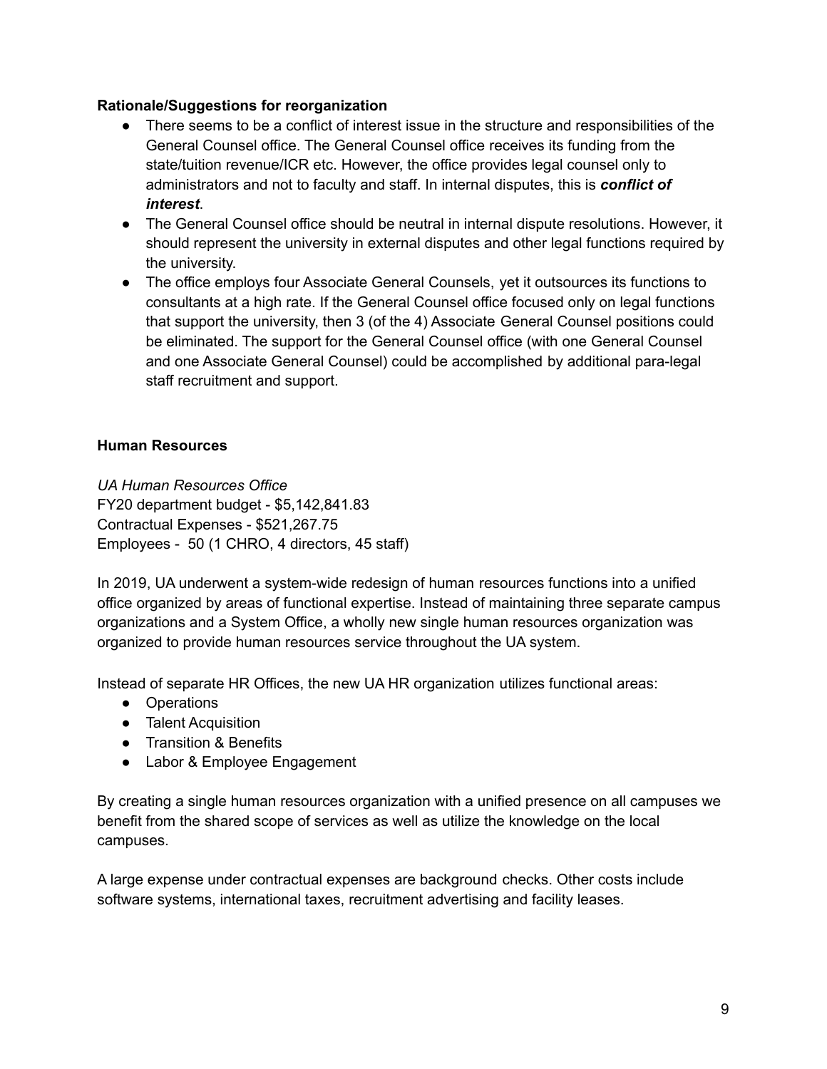**Rationale/Suggestions for reorganization**

- There seems to be a conflict of interest issue in the structure and responsibilities of the General Counsel office. The General Counsel office receives its funding from the state/tuition revenue/ICR etc. However, the office provides legal counsel only to administrators and not to faculty and staff. In internal disputes, this is ***conflict of interest***.
- The General Counsel office should be neutral in internal dispute resolutions. However, it should represent the university in external disputes and other legal functions required by the university.
- The office employs four Associate General Counsels, yet it outsources its functions to consultants at a high rate. If the General Counsel office focused only on legal functions that support the university, then 3 (of the 4) Associate General Counsel positions could be eliminated. The support for the General Counsel office (with one General Counsel and one Associate General Counsel) could be accomplished by additional para-legal staff recruitment and support.

**Human Resources**

*UA Human Resources Office*
FY20 department budget - $5,142,841.83
Contractual Expenses - $521,267.75
Employees - 50 (1 CHRO, 4 directors, 45 staff)

In 2019, UA underwent a system-wide redesign of human resources functions into a unified office organized by areas of functional expertise. Instead of maintaining three separate campus organizations and a System Office, a wholly new single human resources organization was organized to provide human resources service throughout the UA system.

Instead of separate HR Offices, the new UA HR organization utilizes functional areas:

- Operations
- Talent Acquisition
- Transition & Benefits
- Labor & Employee Engagement

By creating a single human resources organization with a unified presence on all campuses we benefit from the shared scope of services as well as utilize the knowledge on the local campuses.

A large expense under contractual expenses are background checks. Other costs include software systems, international taxes, recruitment advertising and facility leases.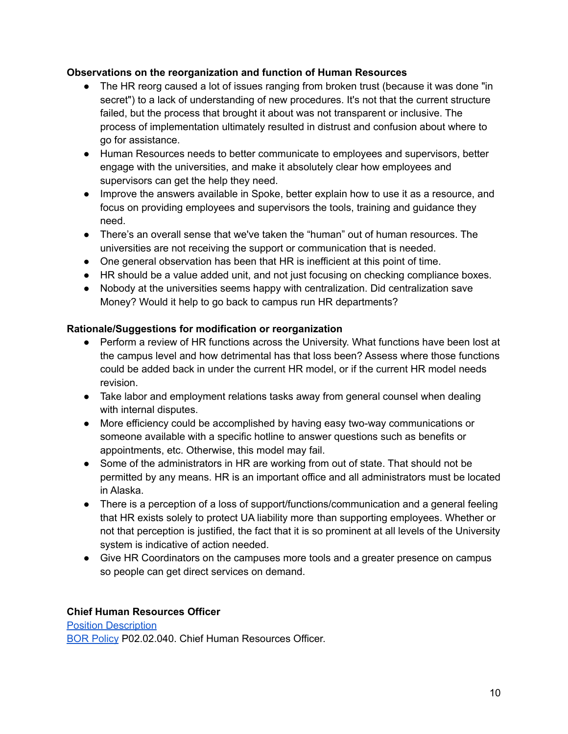**Observations on the reorganization and function of Human Resources**

- The HR reorg caused a lot of issues ranging from broken trust (because it was done "in secret") to a lack of understanding of new procedures. It's not that the current structure failed, but the process that brought it about was not transparent or inclusive. The process of implementation ultimately resulted in distrust and confusion about where to go for assistance.
- Human Resources needs to better communicate to employees and supervisors, better engage with the universities, and make it absolutely clear how employees and supervisors can get the help they need.
- Improve the answers available in Spoke, better explain how to use it as a resource, and focus on providing employees and supervisors the tools, training and guidance they need.
- There's an overall sense that we've taken the "human" out of human resources. The universities are not receiving the support or communication that is needed.
- One general observation has been that HR is inefficient at this point of time.
- HR should be a value added unit, and not just focusing on checking compliance boxes.
- Nobody at the universities seems happy with centralization. Did centralization save Money? Would it help to go back to campus run HR departments?

**Rationale/Suggestions for modification or reorganization**

- Perform a review of HR functions across the University. What functions have been lost at the campus level and how detrimental has that loss been? Assess where those functions could be added back in under the current HR model, or if the current HR model needs revision.
- Take labor and employment relations tasks away from general counsel when dealing with internal disputes.
- More efficiency could be accomplished by having easy two-way communications or someone available with a specific hotline to answer questions such as benefits or appointments, etc. Otherwise, this model may fail.
- Some of the administrators in HR are working from out of state. That should not be permitted by any means. HR is an important office and all administrators must be located in Alaska.
- There is a perception of a loss of support/functions/communication and a general feeling that HR exists solely to protect UA liability more than supporting employees. Whether or not that perception is justified, the fact that it is so prominent at all levels of the University system is indicative of action needed.
- Give HR Coordinators on the campuses more tools and a greater presence on campus so people can get direct services on demand.

**Chief Human Resources Officer**

Position Description

BOR Policy P02.02.040. Chief Human Resources Officer.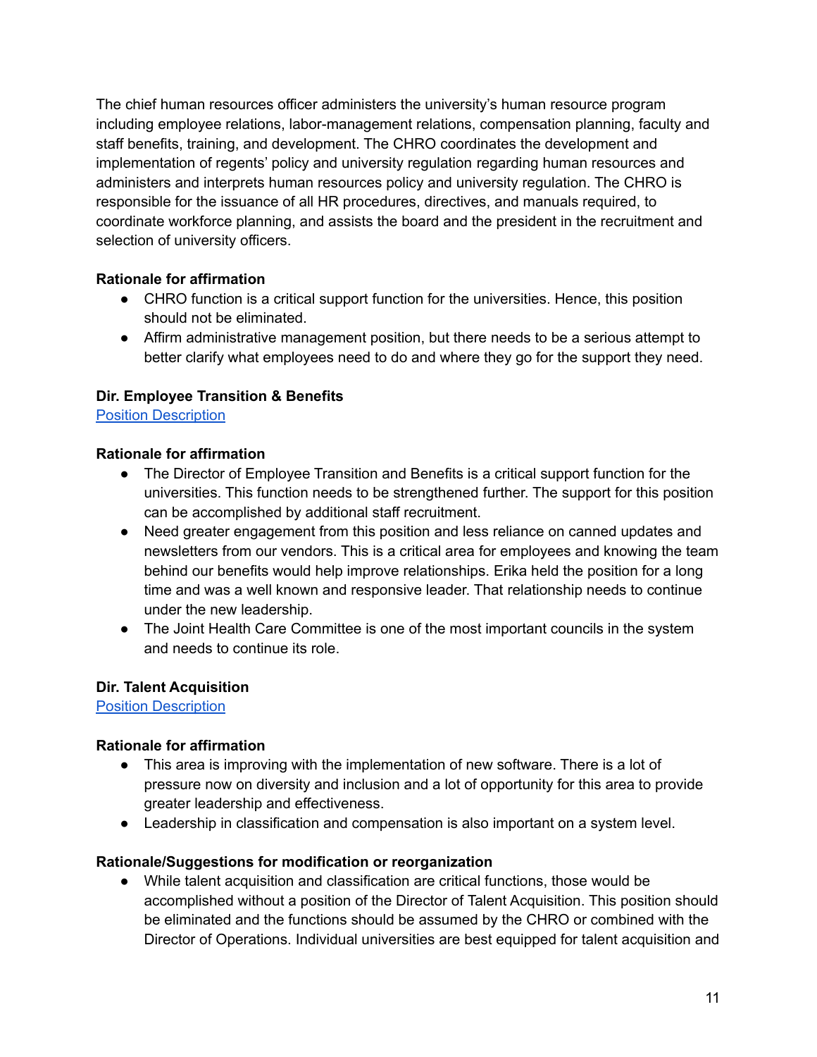The chief human resources officer administers the university's human resource program including employee relations, labor-management relations, compensation planning, faculty and staff benefits, training, and development. The CHRO coordinates the development and implementation of regents' policy and university regulation regarding human resources and administers and interprets human resources policy and university regulation. The CHRO is responsible for the issuance of all HR procedures, directives, and manuals required, to coordinate workforce planning, and assists the board and the president in the recruitment and selection of university officers.

**Rationale for affirmation**

- CHRO function is a critical support function for the universities. Hence, this position should not be eliminated.
- Affirm administrative management position, but there needs to be a serious attempt to better clarify what employees need to do and where they go for the support they need.

**Dir. Employee Transition & Benefits**

[Position Description]

**Rationale for affirmation**

- The Director of Employee Transition and Benefits is a critical support function for the universities. This function needs to be strengthened further. The support for this position can be accomplished by additional staff recruitment.
- Need greater engagement from this position and less reliance on canned updates and newsletters from our vendors. This is a critical area for employees and knowing the team behind our benefits would help improve relationships. Erika held the position for a long time and was a well known and responsive leader. That relationship needs to continue under the new leadership.
- The Joint Health Care Committee is one of the most important councils in the system and needs to continue its role.

**Dir. Talent Acquisition**

[Position Description]

**Rationale for affirmation**

- This area is improving with the implementation of new software. There is a lot of pressure now on diversity and inclusion and a lot of opportunity for this area to provide greater leadership and effectiveness.
- Leadership in classification and compensation is also important on a system level.

**Rationale/Suggestions for modification or reorganization**

- While talent acquisition and classification are critical functions, those would be accomplished without a position of the Director of Talent Acquisition. This position should be eliminated and the functions should be assumed by the CHRO or combined with the Director of Operations. Individual universities are best equipped for talent acquisition and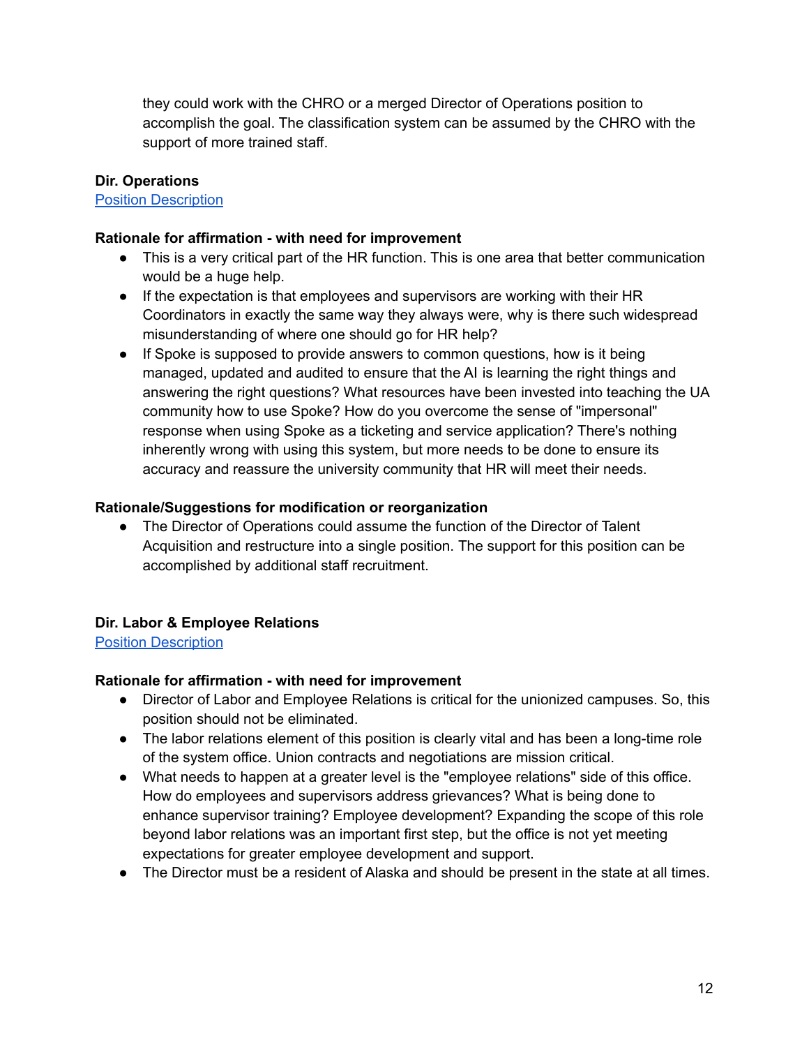they could work with the CHRO or a merged Director of Operations position to accomplish the goal. The classification system can be assumed by the CHRO with the support of more trained staff.

**Dir. Operations**

[Position Description]

**Rationale for affirmation - with need for improvement**

- This is a very critical part of the HR function. This is one area that better communication would be a huge help.
- If the expectation is that employees and supervisors are working with their HR Coordinators in exactly the same way they always were, why is there such widespread misunderstanding of where one should go for HR help?
- If Spoke is supposed to provide answers to common questions, how is it being managed, updated and audited to ensure that the AI is learning the right things and answering the right questions? What resources have been invested into teaching the UA community how to use Spoke? How do you overcome the sense of "impersonal" response when using Spoke as a ticketing and service application? There's nothing inherently wrong with using this system, but more needs to be done to ensure its accuracy and reassure the university community that HR will meet their needs.

**Rationale/Suggestions for modification or reorganization**

- The Director of Operations could assume the function of the Director of Talent Acquisition and restructure into a single position. The support for this position can be accomplished by additional staff recruitment.

**Dir. Labor & Employee Relations**

[Position Description]

**Rationale for affirmation - with need for improvement**

- Director of Labor and Employee Relations is critical for the unionized campuses. So, this position should not be eliminated.
- The labor relations element of this position is clearly vital and has been a long-time role of the system office. Union contracts and negotiations are mission critical.
- What needs to happen at a greater level is the "employee relations" side of this office. How do employees and supervisors address grievances? What is being done to enhance supervisor training? Employee development? Expanding the scope of this role beyond labor relations was an important first step, but the office is not yet meeting expectations for greater employee development and support.
- The Director must be a resident of Alaska and should be present in the state at all times.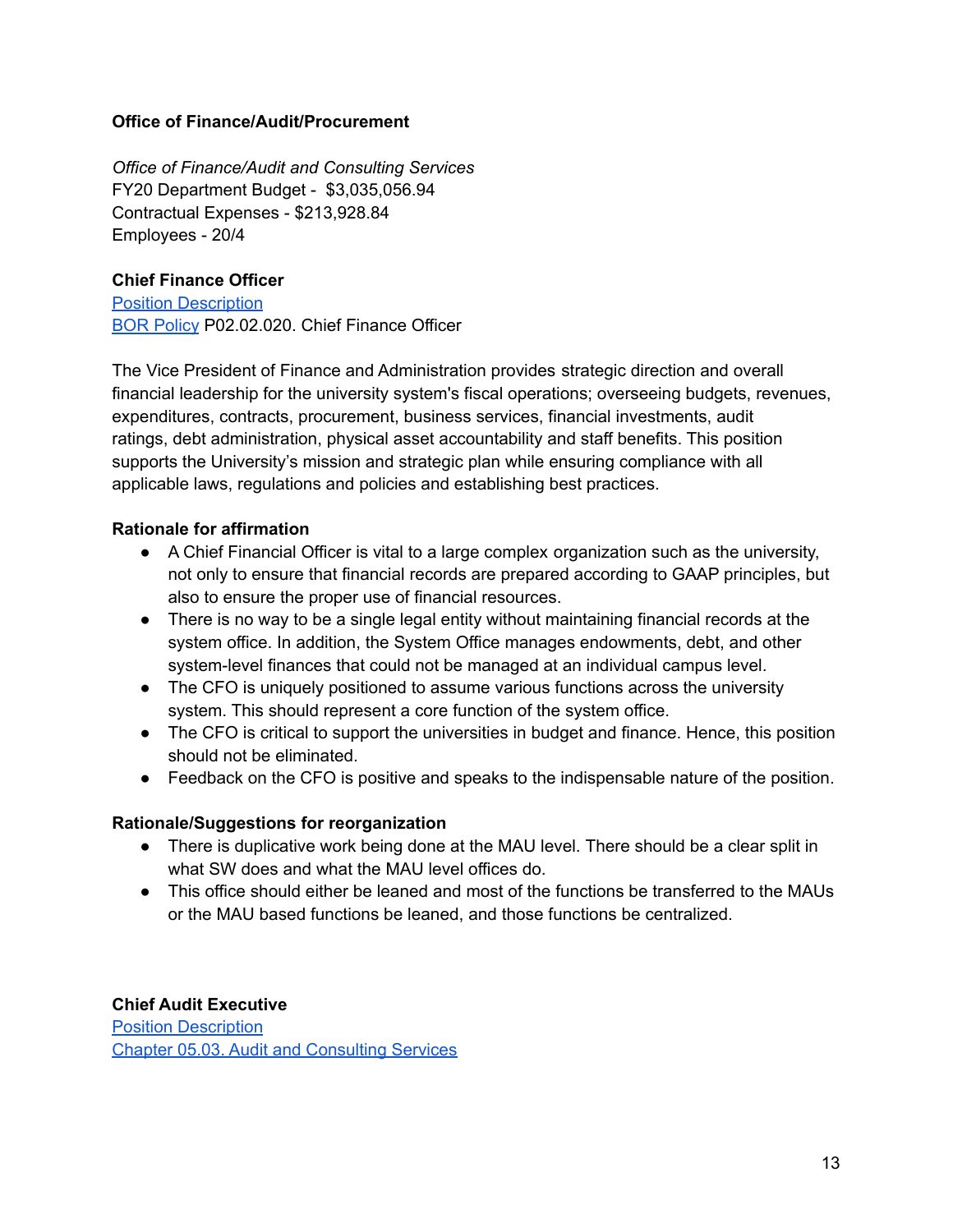**Office of Finance/Audit/Procurement**

*Office of Finance/Audit and Consulting Services*
FY20 Department Budget - $3,035,056.94
Contractual Expenses - $213,928.84
Employees - 20/4

**Chief Finance Officer**
Position Description
BOR Policy P02.02.020. Chief Finance Officer

The Vice President of Finance and Administration provides strategic direction and overall financial leadership for the university system's fiscal operations; overseeing budgets, revenues, expenditures, contracts, procurement, business services, financial investments, audit ratings, debt administration, physical asset accountability and staff benefits. This position supports the University's mission and strategic plan while ensuring compliance with all applicable laws, regulations and policies and establishing best practices.

**Rationale for affirmation**

- A Chief Financial Officer is vital to a large complex organization such as the university, not only to ensure that financial records are prepared according to GAAP principles, but also to ensure the proper use of financial resources.
- There is no way to be a single legal entity without maintaining financial records at the system office. In addition, the System Office manages endowments, debt, and other system-level finances that could not be managed at an individual campus level.
- The CFO is uniquely positioned to assume various functions across the university system. This should represent a core function of the system office.
- The CFO is critical to support the universities in budget and finance. Hence, this position should not be eliminated.
- Feedback on the CFO is positive and speaks to the indispensable nature of the position.

**Rationale/Suggestions for reorganization**

- There is duplicative work being done at the MAU level. There should be a clear split in what SW does and what the MAU level offices do.
- This office should either be leaned and most of the functions be transferred to the MAUs or the MAU based functions be leaned, and those functions be centralized.

**Chief Audit Executive**
Position Description
Chapter 05.03. Audit and Consulting Services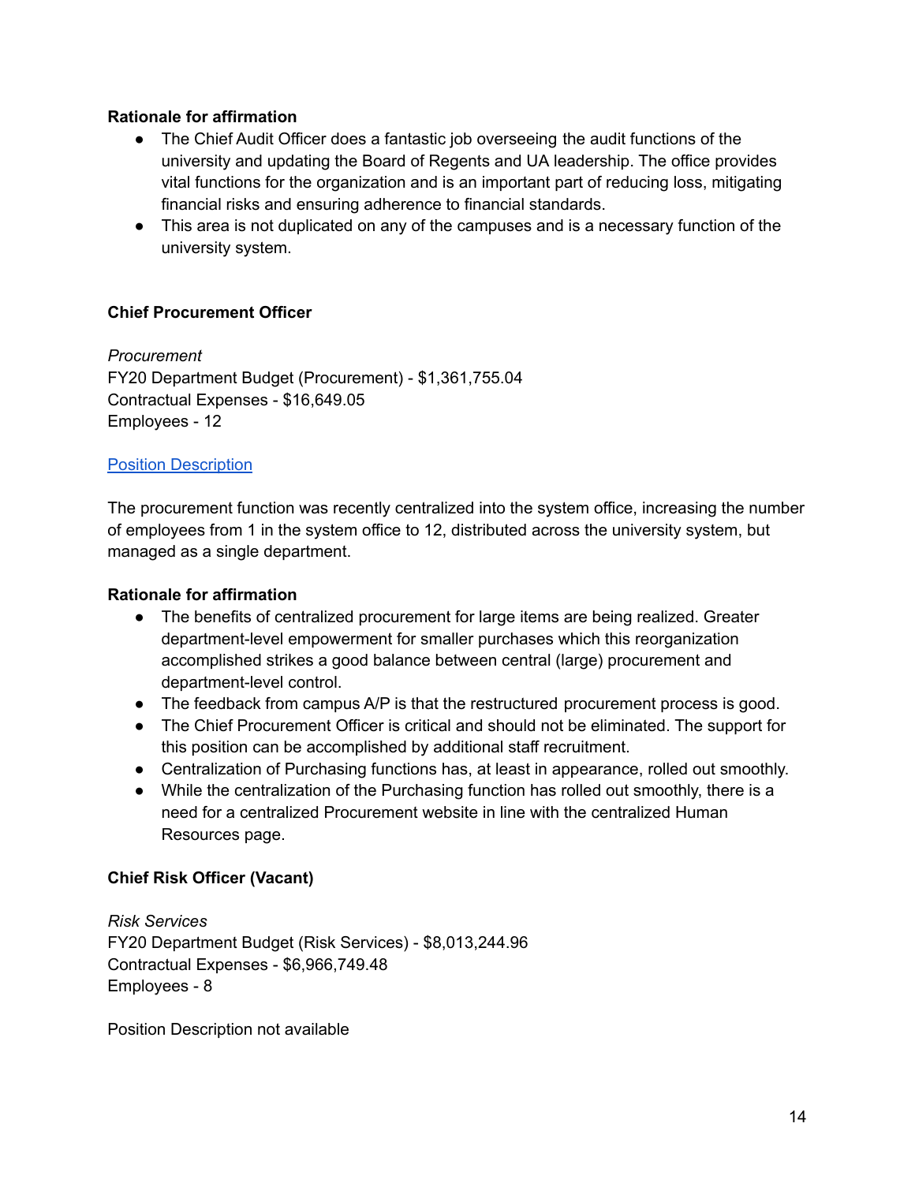**Rationale for affirmation**

- The Chief Audit Officer does a fantastic job overseeing the audit functions of the university and updating the Board of Regents and UA leadership. The office provides vital functions for the organization and is an important part of reducing loss, mitigating financial risks and ensuring adherence to financial standards.
- This area is not duplicated on any of the campuses and is a necessary function of the university system.

**Chief Procurement Officer**

*Procurement*
FY20 Department Budget (Procurement) - $1,361,755.04
Contractual Expenses - $16,649.05
Employees - 12

[Position Description]

The procurement function was recently centralized into the system office, increasing the number of employees from 1 in the system office to 12, distributed across the university system, but managed as a single department.

**Rationale for affirmation**

- The benefits of centralized procurement for large items are being realized. Greater department-level empowerment for smaller purchases which this reorganization accomplished strikes a good balance between central (large) procurement and department-level control.
- The feedback from campus A/P is that the restructured procurement process is good.
- The Chief Procurement Officer is critical and should not be eliminated. The support for this position can be accomplished by additional staff recruitment.
- Centralization of Purchasing functions has, at least in appearance, rolled out smoothly.
- While the centralization of the Purchasing function has rolled out smoothly, there is a need for a centralized Procurement website in line with the centralized Human Resources page.

**Chief Risk Officer (Vacant)**

*Risk Services*
FY20 Department Budget (Risk Services) - $8,013,244.96
Contractual Expenses - $6,966,749.48
Employees - 8

Position Description not available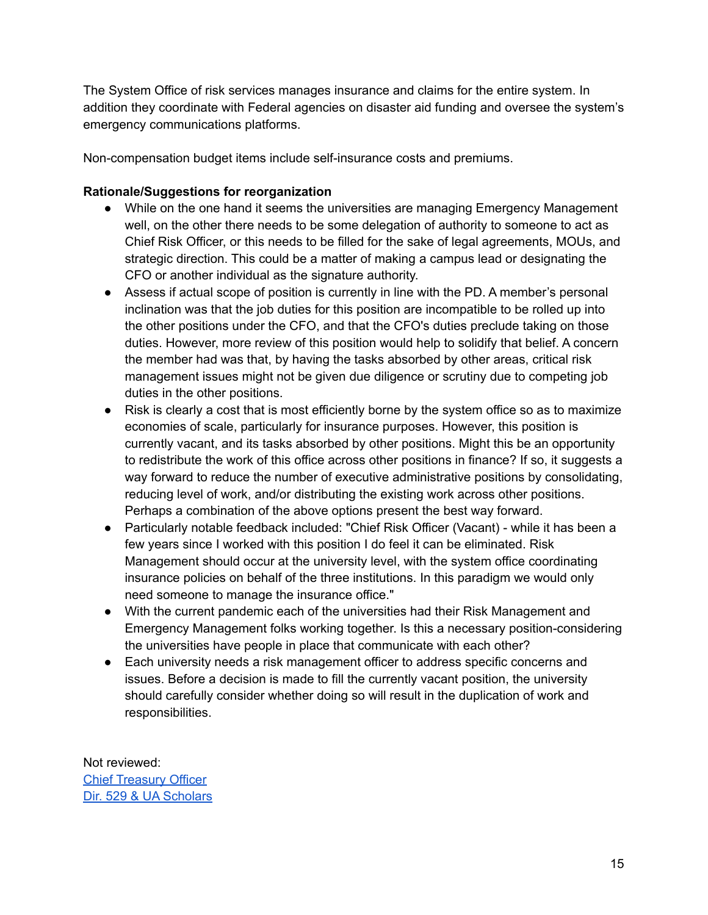The System Office of risk services manages insurance and claims for the entire system. In addition they coordinate with Federal agencies on disaster aid funding and oversee the system's emergency communications platforms.

Non-compensation budget items include self-insurance costs and premiums.

**Rationale/Suggestions for reorganization**

- While on the one hand it seems the universities are managing Emergency Management well, on the other there needs to be some delegation of authority to someone to act as Chief Risk Officer, or this needs to be filled for the sake of legal agreements, MOUs, and strategic direction. This could be a matter of making a campus lead or designating the CFO or another individual as the signature authority.
- Assess if actual scope of position is currently in line with the PD. A member's personal inclination was that the job duties for this position are incompatible to be rolled up into the other positions under the CFO, and that the CFO's duties preclude taking on those duties. However, more review of this position would help to solidify that belief. A concern the member had was that, by having the tasks absorbed by other areas, critical risk management issues might not be given due diligence or scrutiny due to competing job duties in the other positions.
- Risk is clearly a cost that is most efficiently borne by the system office so as to maximize economies of scale, particularly for insurance purposes. However, this position is currently vacant, and its tasks absorbed by other positions. Might this be an opportunity to redistribute the work of this office across other positions in finance? If so, it suggests a way forward to reduce the number of executive administrative positions by consolidating, reducing level of work, and/or distributing the existing work across other positions. Perhaps a combination of the above options present the best way forward.
- Particularly notable feedback included: "Chief Risk Officer (Vacant) - while it has been a few years since I worked with this position I do feel it can be eliminated. Risk Management should occur at the university level, with the system office coordinating insurance policies on behalf of the three institutions. In this paradigm we would only need someone to manage the insurance office."
- With the current pandemic each of the universities had their Risk Management and Emergency Management folks working together. Is this a necessary position-considering the universities have people in place that communicate with each other?
- Each university needs a risk management officer to address specific concerns and issues. Before a decision is made to fill the currently vacant position, the university should carefully consider whether doing so will result in the duplication of work and responsibilities.

Not reviewed:
Chief Treasury Officer
Dir. 529 & UA Scholars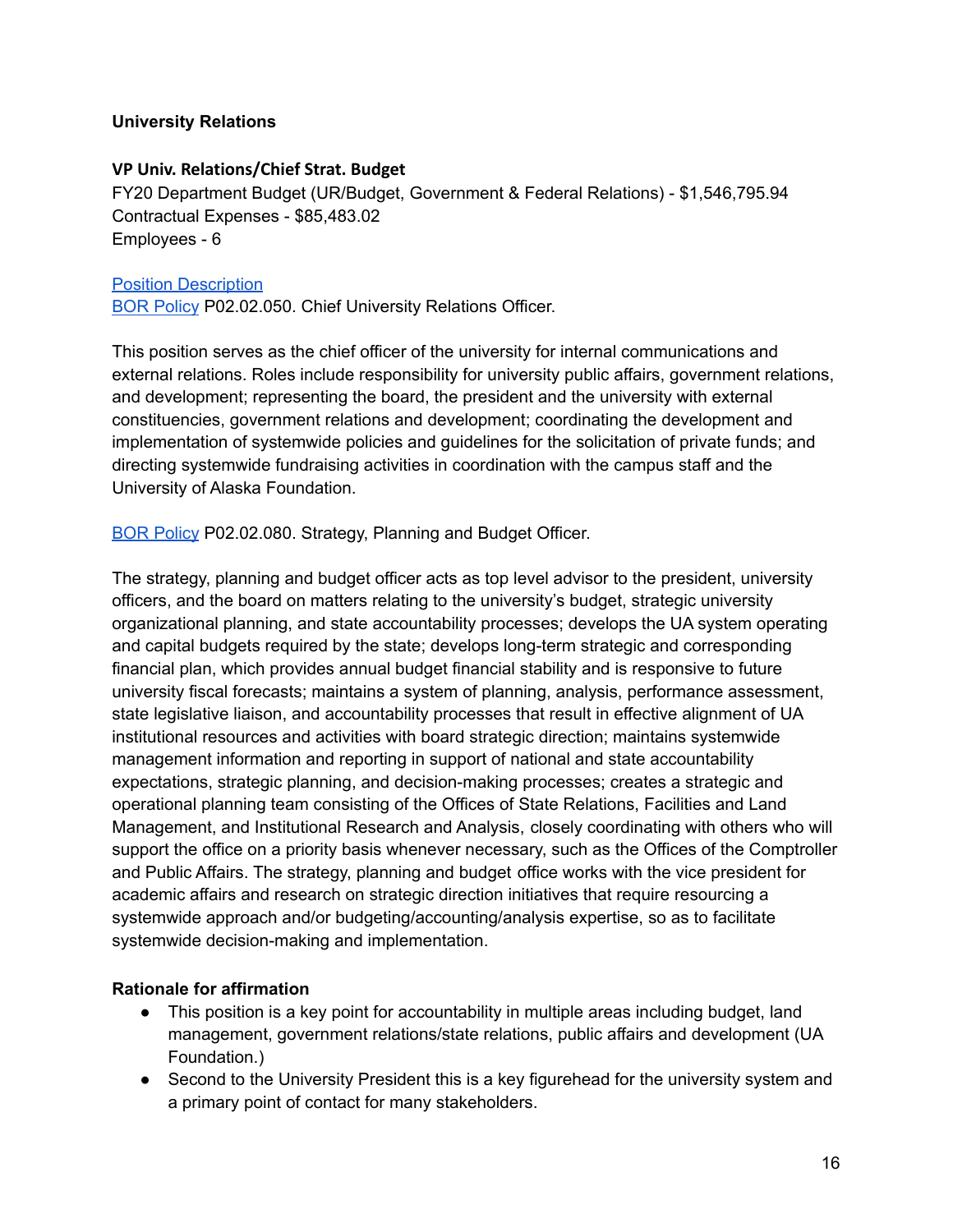### University Relations

#### VP Univ. Relations/Chief Strat. Budget

FY20 Department Budget (UR/Budget, Government & Federal Relations) - $1,546,795.94
Contractual Expenses - $85,483.02
Employees - 6

Position Description
BOR Policy P02.02.050. Chief University Relations Officer.

This position serves as the chief officer of the university for internal communications and external relations. Roles include responsibility for university public affairs, government relations, and development; representing the board, the president and the university with external constituencies, government relations and development; coordinating the development and implementation of systemwide policies and guidelines for the solicitation of private funds; and directing systemwide fundraising activities in coordination with the campus staff and the University of Alaska Foundation.

BOR Policy P02.02.080. Strategy, Planning and Budget Officer.

The strategy, planning and budget officer acts as top level advisor to the president, university officers, and the board on matters relating to the university's budget, strategic university organizational planning, and state accountability processes; develops the UA system operating and capital budgets required by the state; develops long-term strategic and corresponding financial plan, which provides annual budget financial stability and is responsive to future university fiscal forecasts; maintains a system of planning, analysis, performance assessment, state legislative liaison, and accountability processes that result in effective alignment of UA institutional resources and activities with board strategic direction; maintains systemwide management information and reporting in support of national and state accountability expectations, strategic planning, and decision-making processes; creates a strategic and operational planning team consisting of the Offices of State Relations, Facilities and Land Management, and Institutional Research and Analysis, closely coordinating with others who will support the office on a priority basis whenever necessary, such as the Offices of the Comptroller and Public Affairs. The strategy, planning and budget office works with the vice president for academic affairs and research on strategic direction initiatives that require resourcing a systemwide approach and/or budgeting/accounting/analysis expertise, so as to facilitate systemwide decision-making and implementation.

**Rationale for affirmation**

- This position is a key point for accountability in multiple areas including budget, land management, government relations/state relations, public affairs and development (UA Foundation.)
- Second to the University President this is a key figurehead for the university system and a primary point of contact for many stakeholders.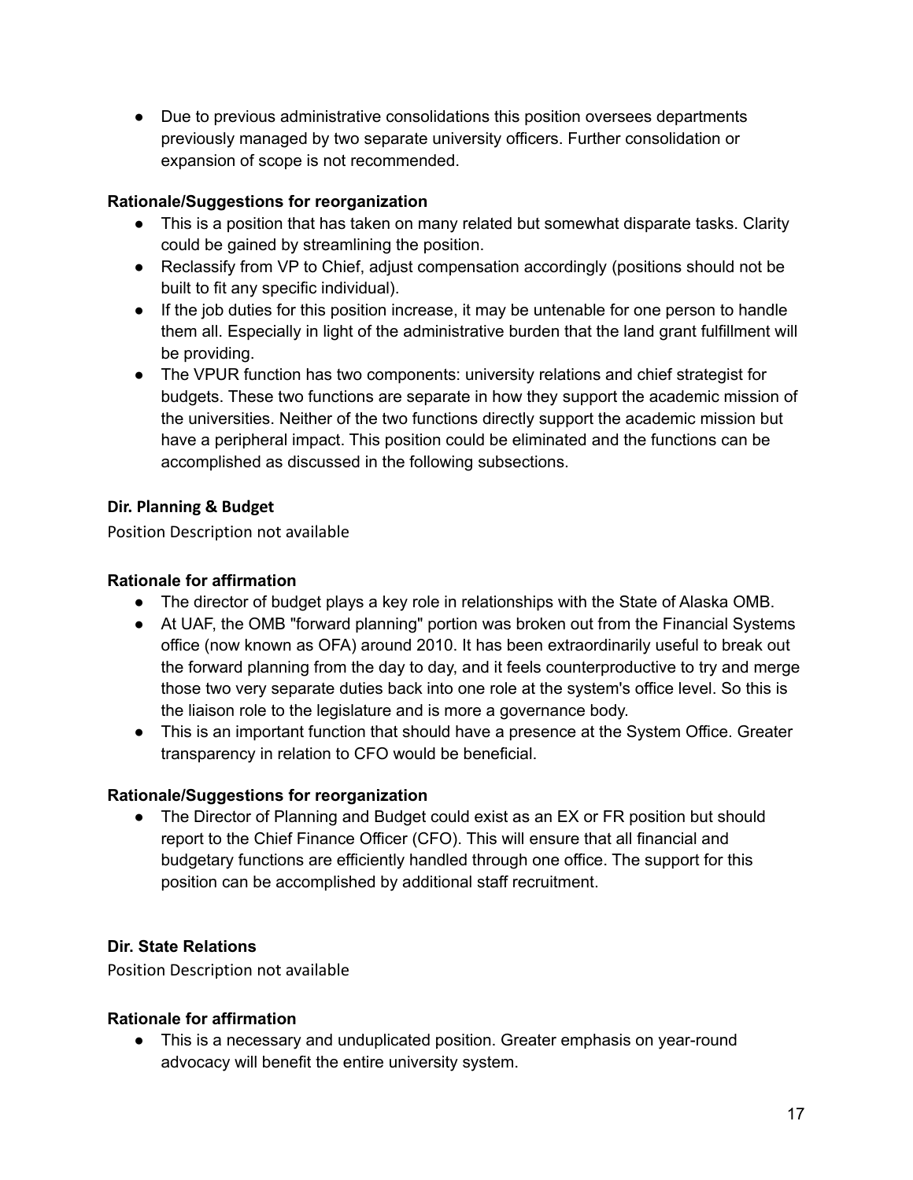- Due to previous administrative consolidations this position oversees departments previously managed by two separate university officers. Further consolidation or expansion of scope is not recommended.

**Rationale/Suggestions for reorganization**

- This is a position that has taken on many related but somewhat disparate tasks. Clarity could be gained by streamlining the position.
- Reclassify from VP to Chief, adjust compensation accordingly (positions should not be built to fit any specific individual).
- If the job duties for this position increase, it may be untenable for one person to handle them all. Especially in light of the administrative burden that the land grant fulfillment will be providing.
- The VPUR function has two components: university relations and chief strategist for budgets. These two functions are separate in how they support the academic mission of the universities. Neither of the two functions directly support the academic mission but have a peripheral impact. This position could be eliminated and the functions can be accomplished as discussed in the following subsections.

**Dir. Planning & Budget**

Position Description not available

**Rationale for affirmation**

- The director of budget plays a key role in relationships with the State of Alaska OMB.
- At UAF, the OMB "forward planning" portion was broken out from the Financial Systems office (now known as OFA) around 2010. It has been extraordinarily useful to break out the forward planning from the day to day, and it feels counterproductive to try and merge those two very separate duties back into one role at the system's office level. So this is the liaison role to the legislature and is more a governance body.
- This is an important function that should have a presence at the System Office. Greater transparency in relation to CFO would be beneficial.

**Rationale/Suggestions for reorganization**

- The Director of Planning and Budget could exist as an EX or FR position but should report to the Chief Finance Officer (CFO). This will ensure that all financial and budgetary functions are efficiently handled through one office. The support for this position can be accomplished by additional staff recruitment.

**Dir. State Relations**

Position Description not available

**Rationale for affirmation**

- This is a necessary and unduplicated position. Greater emphasis on year-round advocacy will benefit the entire university system.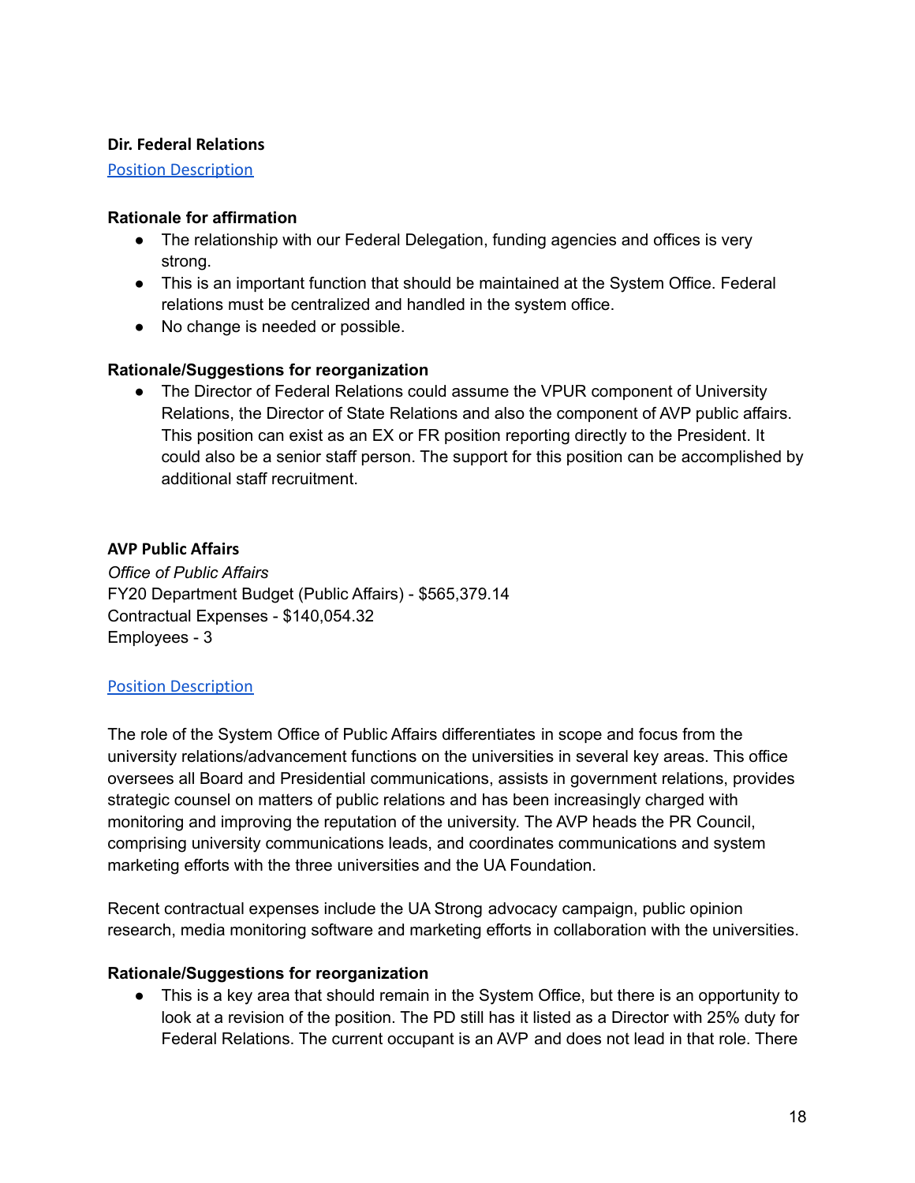**Dir. Federal Relations**

Position Description

**Rationale for affirmation**

- The relationship with our Federal Delegation, funding agencies and offices is very strong.
- This is an important function that should be maintained at the System Office. Federal relations must be centralized and handled in the system office.
- No change is needed or possible.

**Rationale/Suggestions for reorganization**

- The Director of Federal Relations could assume the VPUR component of University Relations, the Director of State Relations and also the component of AVP public affairs. This position can exist as an EX or FR position reporting directly to the President. It could also be a senior staff person. The support for this position can be accomplished by additional staff recruitment.

**AVP Public Affairs**

*Office of Public Affairs*
FY20 Department Budget (Public Affairs) - $565,379.14
Contractual Expenses - $140,054.32
Employees - 3

Position Description

The role of the System Office of Public Affairs differentiates in scope and focus from the university relations/advancement functions on the universities in several key areas. This office oversees all Board and Presidential communications, assists in government relations, provides strategic counsel on matters of public relations and has been increasingly charged with monitoring and improving the reputation of the university. The AVP heads the PR Council, comprising university communications leads, and coordinates communications and system marketing efforts with the three universities and the UA Foundation.

Recent contractual expenses include the UA Strong advocacy campaign, public opinion research, media monitoring software and marketing efforts in collaboration with the universities.

**Rationale/Suggestions for reorganization**

- This is a key area that should remain in the System Office, but there is an opportunity to look at a revision of the position. The PD still has it listed as a Director with 25% duty for Federal Relations. The current occupant is an AVP and does not lead in that role. There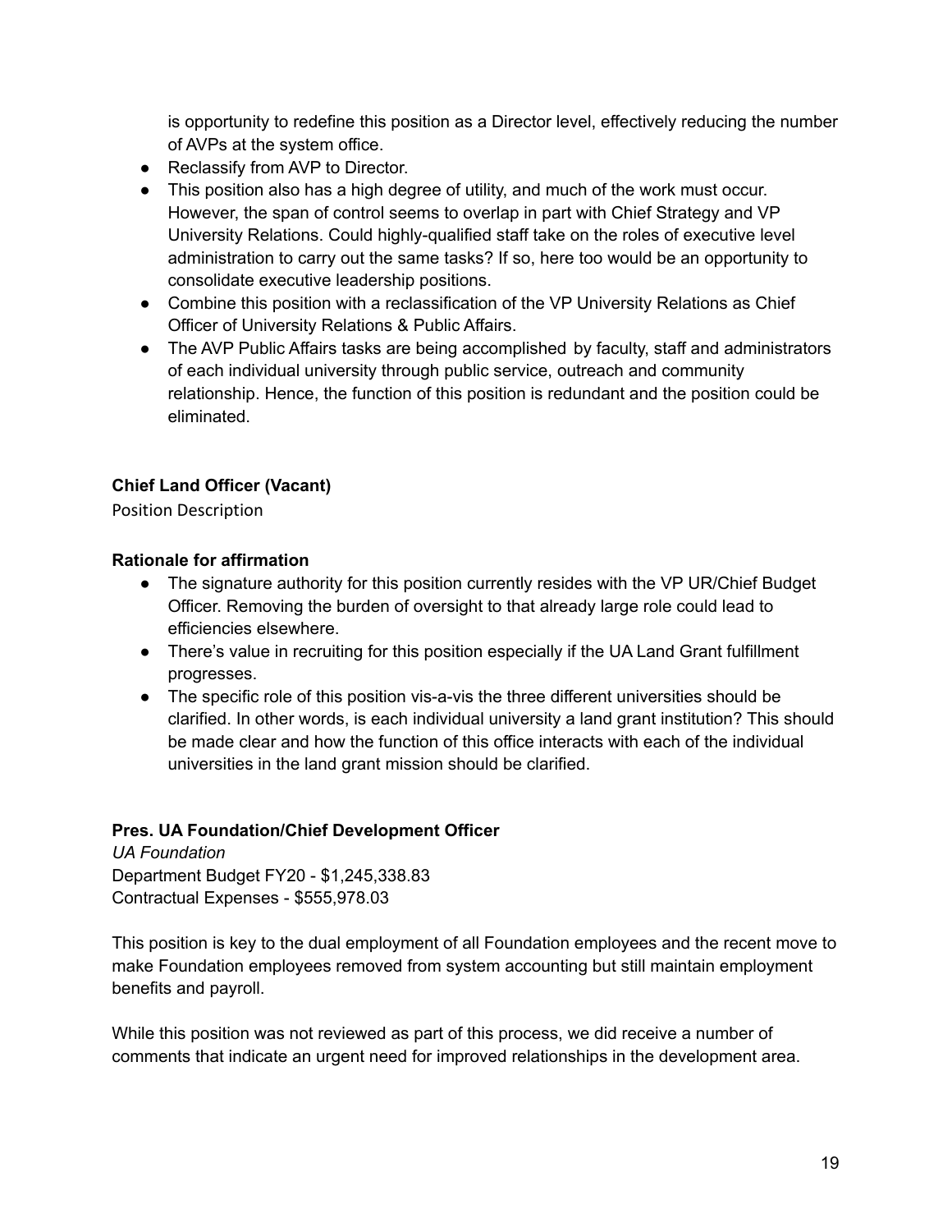is opportunity to redefine this position as a Director level, effectively reducing the number of AVPs at the system office.

- Reclassify from AVP to Director.
- This position also has a high degree of utility, and much of the work must occur. However, the span of control seems to overlap in part with Chief Strategy and VP University Relations. Could highly-qualified staff take on the roles of executive level administration to carry out the same tasks? If so, here too would be an opportunity to consolidate executive leadership positions.
- Combine this position with a reclassification of the VP University Relations as Chief Officer of University Relations & Public Affairs.
- The AVP Public Affairs tasks are being accomplished by faculty, staff and administrators of each individual university through public service, outreach and community relationship. Hence, the function of this position is redundant and the position could be eliminated.

**Chief Land Officer (Vacant)**

Position Description

**Rationale for affirmation**

- The signature authority for this position currently resides with the VP UR/Chief Budget Officer. Removing the burden of oversight to that already large role could lead to efficiencies elsewhere.
- There's value in recruiting for this position especially if the UA Land Grant fulfillment progresses.
- The specific role of this position vis-a-vis the three different universities should be clarified. In other words, is each individual university a land grant institution? This should be made clear and how the function of this office interacts with each of the individual universities in the land grant mission should be clarified.

**Pres. UA Foundation/Chief Development Officer**

*UA Foundation*

Department Budget FY20 - $1,245,338.83

Contractual Expenses - $555,978.03

This position is key to the dual employment of all Foundation employees and the recent move to make Foundation employees removed from system accounting but still maintain employment benefits and payroll.

While this position was not reviewed as part of this process, we did receive a number of comments that indicate an urgent need for improved relationships in the development area.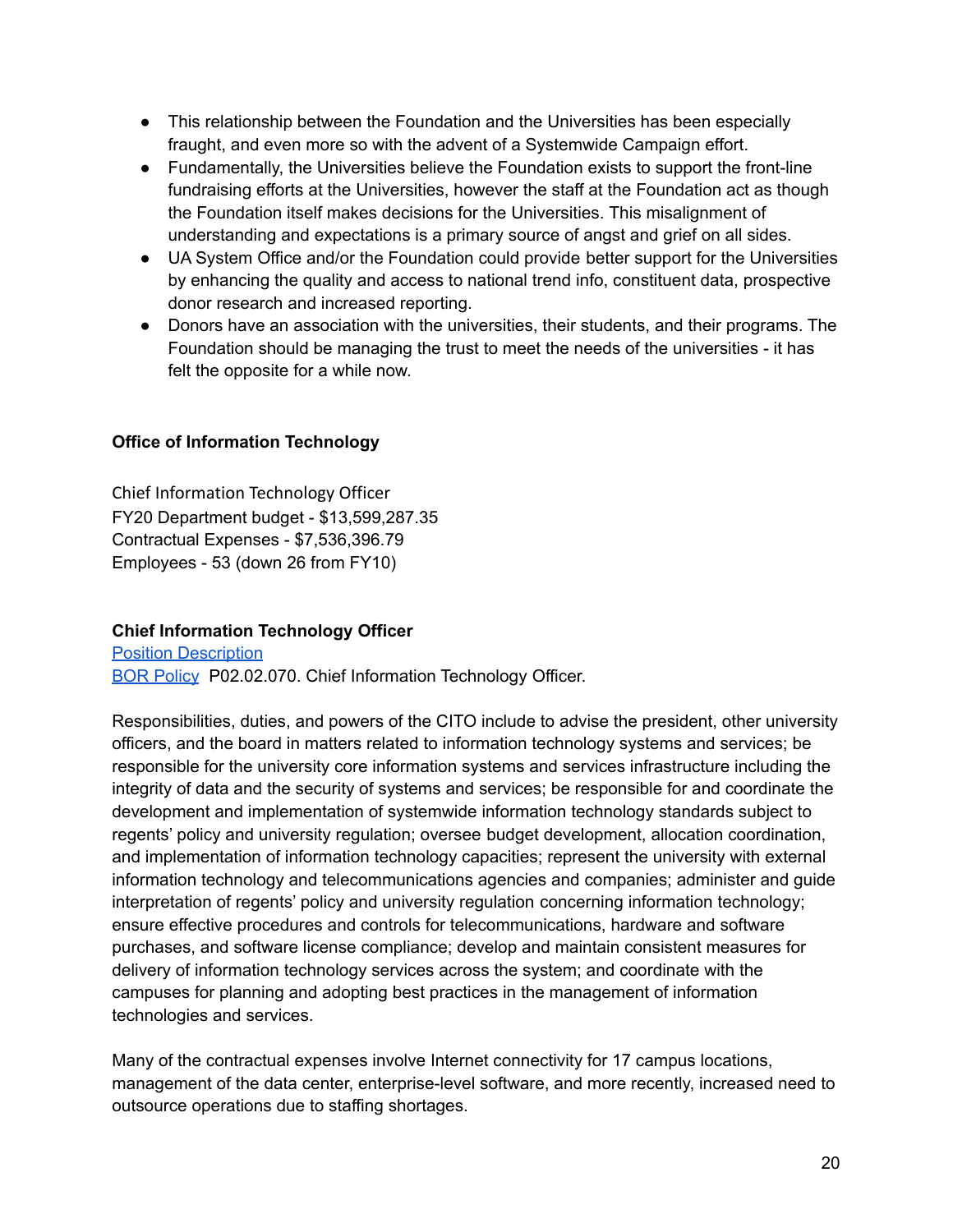- This relationship between the Foundation and the Universities has been especially fraught, and even more so with the advent of a Systemwide Campaign effort.
- Fundamentally, the Universities believe the Foundation exists to support the front-line fundraising efforts at the Universities, however the staff at the Foundation act as though the Foundation itself makes decisions for the Universities. This misalignment of understanding and expectations is a primary source of angst and grief on all sides.
- UA System Office and/or the Foundation could provide better support for the Universities by enhancing the quality and access to national trend info, constituent data, prospective donor research and increased reporting.
- Donors have an association with the universities, their students, and their programs. The Foundation should be managing the trust to meet the needs of the universities - it has felt the opposite for a while now.

**Office of Information Technology**

Chief Information Technology Officer
FY20 Department budget - $13,599,287.35
Contractual Expenses - $7,536,396.79
Employees - 53 (down 26 from FY10)

**Chief Information Technology Officer**
Position Description
BOR Policy P02.02.070. Chief Information Technology Officer.

Responsibilities, duties, and powers of the CITO include to advise the president, other university officers, and the board in matters related to information technology systems and services; be responsible for the university core information systems and services infrastructure including the integrity of data and the security of systems and services; be responsible for and coordinate the development and implementation of systemwide information technology standards subject to regents' policy and university regulation; oversee budget development, allocation coordination, and implementation of information technology capacities; represent the university with external information technology and telecommunications agencies and companies; administer and guide interpretation of regents' policy and university regulation concerning information technology; ensure effective procedures and controls for telecommunications, hardware and software purchases, and software license compliance; develop and maintain consistent measures for delivery of information technology services across the system; and coordinate with the campuses for planning and adopting best practices in the management of information technologies and services.

Many of the contractual expenses involve Internet connectivity for 17 campus locations, management of the data center, enterprise-level software, and more recently, increased need to outsource operations due to staffing shortages.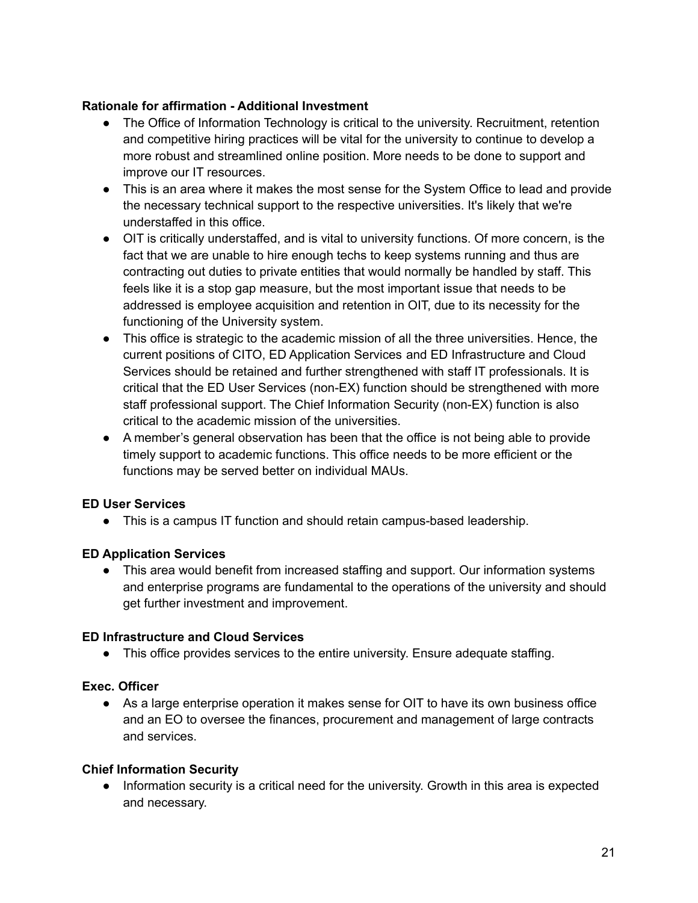**Rationale for affirmation - Additional Investment**

- The Office of Information Technology is critical to the university. Recruitment, retention and competitive hiring practices will be vital for the university to continue to develop a more robust and streamlined online position. More needs to be done to support and improve our IT resources.
- This is an area where it makes the most sense for the System Office to lead and provide the necessary technical support to the respective universities. It's likely that we're understaffed in this office.
- OIT is critically understaffed, and is vital to university functions. Of more concern, is the fact that we are unable to hire enough techs to keep systems running and thus are contracting out duties to private entities that would normally be handled by staff. This feels like it is a stop gap measure, but the most important issue that needs to be addressed is employee acquisition and retention in OIT, due to its necessity for the functioning of the University system.
- This office is strategic to the academic mission of all the three universities. Hence, the current positions of CITO, ED Application Services and ED Infrastructure and Cloud Services should be retained and further strengthened with staff IT professionals. It is critical that the ED User Services (non-EX) function should be strengthened with more staff professional support. The Chief Information Security (non-EX) function is also critical to the academic mission of the universities.
- A member's general observation has been that the office is not being able to provide timely support to academic functions. This office needs to be more efficient or the functions may be served better on individual MAUs.

**ED User Services**

- This is a campus IT function and should retain campus-based leadership.

**ED Application Services**

- This area would benefit from increased staffing and support. Our information systems and enterprise programs are fundamental to the operations of the university and should get further investment and improvement.

**ED Infrastructure and Cloud Services**

- This office provides services to the entire university. Ensure adequate staffing.

**Exec. Officer**

- As a large enterprise operation it makes sense for OIT to have its own business office and an EO to oversee the finances, procurement and management of large contracts and services.

**Chief Information Security**

- Information security is a critical need for the university. Growth in this area is expected and necessary.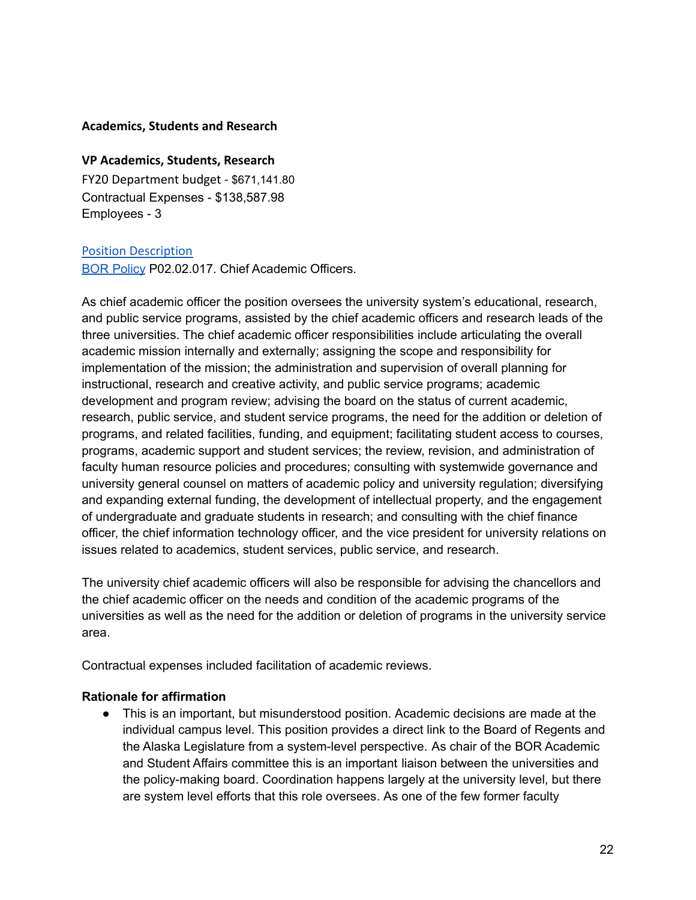**Academics, Students and Research**

**VP Academics, Students, Research**

FY20 Department budget - $671,141.80
Contractual Expenses - $138,587.98
Employees - 3

Position Description
BOR Policy P02.02.017. Chief Academic Officers.

As chief academic officer the position oversees the university system's educational, research, and public service programs, assisted by the chief academic officers and research leads of the three universities. The chief academic officer responsibilities include articulating the overall academic mission internally and externally; assigning the scope and responsibility for implementation of the mission; the administration and supervision of overall planning for instructional, research and creative activity, and public service programs; academic development and program review; advising the board on the status of current academic, research, public service, and student service programs, the need for the addition or deletion of programs, and related facilities, funding, and equipment; facilitating student access to courses, programs, academic support and student services; the review, revision, and administration of faculty human resource policies and procedures; consulting with systemwide governance and university general counsel on matters of academic policy and university regulation; diversifying and expanding external funding, the development of intellectual property, and the engagement of undergraduate and graduate students in research; and consulting with the chief finance officer, the chief information technology officer, and the vice president for university relations on issues related to academics, student services, public service, and research.

The university chief academic officers will also be responsible for advising the chancellors and the chief academic officer on the needs and condition of the academic programs of the universities as well as the need for the addition or deletion of programs in the university service area.

Contractual expenses included facilitation of academic reviews.

**Rationale for affirmation**

- This is an important, but misunderstood position. Academic decisions are made at the individual campus level. This position provides a direct link to the Board of Regents and the Alaska Legislature from a system-level perspective. As chair of the BOR Academic and Student Affairs committee this is an important liaison between the universities and the policy-making board. Coordination happens largely at the university level, but there are system level efforts that this role oversees. As one of the few former faculty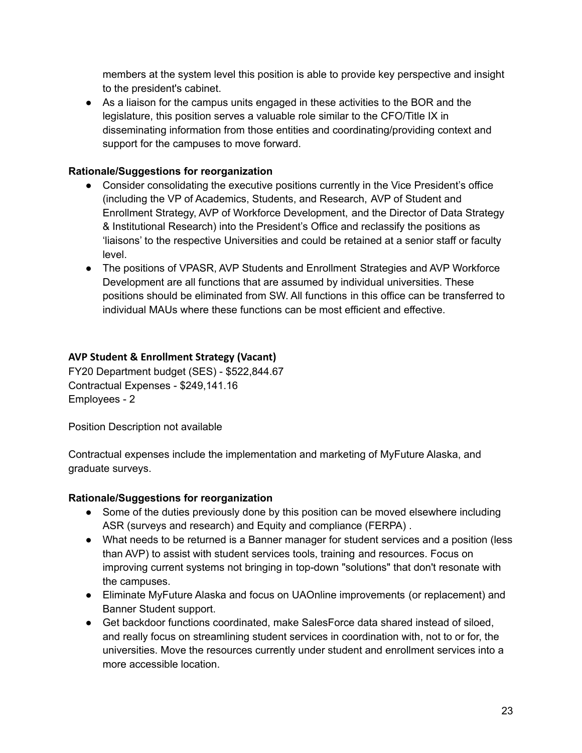members at the system level this position is able to provide key perspective and insight to the president's cabinet.
- As a liaison for the campus units engaged in these activities to the BOR and the legislature, this position serves a valuable role similar to the CFO/Title IX in disseminating information from those entities and coordinating/providing context and support for the campuses to move forward.

**Rationale/Suggestions for reorganization**

- Consider consolidating the executive positions currently in the Vice President's office (including the VP of Academics, Students, and Research, AVP of Student and Enrollment Strategy, AVP of Workforce Development, and the Director of Data Strategy & Institutional Research) into the President's Office and reclassify the positions as 'liaisons' to the respective Universities and could be retained at a senior staff or faculty level.
- The positions of VPASR, AVP Students and Enrollment Strategies and AVP Workforce Development are all functions that are assumed by individual universities. These positions should be eliminated from SW. All functions in this office can be transferred to individual MAUs where these functions can be most efficient and effective.

**AVP Student & Enrollment Strategy (Vacant)**

FY20 Department budget (SES) - $522,844.67
Contractual Expenses - $249,141.16
Employees - 2

Position Description not available

Contractual expenses include the implementation and marketing of MyFuture Alaska, and graduate surveys.

**Rationale/Suggestions for reorganization**

- Some of the duties previously done by this position can be moved elsewhere including ASR (surveys and research) and Equity and compliance (FERPA) .
- What needs to be returned is a Banner manager for student services and a position (less than AVP) to assist with student services tools, training and resources. Focus on improving current systems not bringing in top-down "solutions" that don't resonate with the campuses.
- Eliminate MyFuture Alaska and focus on UAOnline improvements (or replacement) and Banner Student support.
- Get backdoor functions coordinated, make SalesForce data shared instead of siloed, and really focus on streamlining student services in coordination with, not to or for, the universities. Move the resources currently under student and enrollment services into a more accessible location.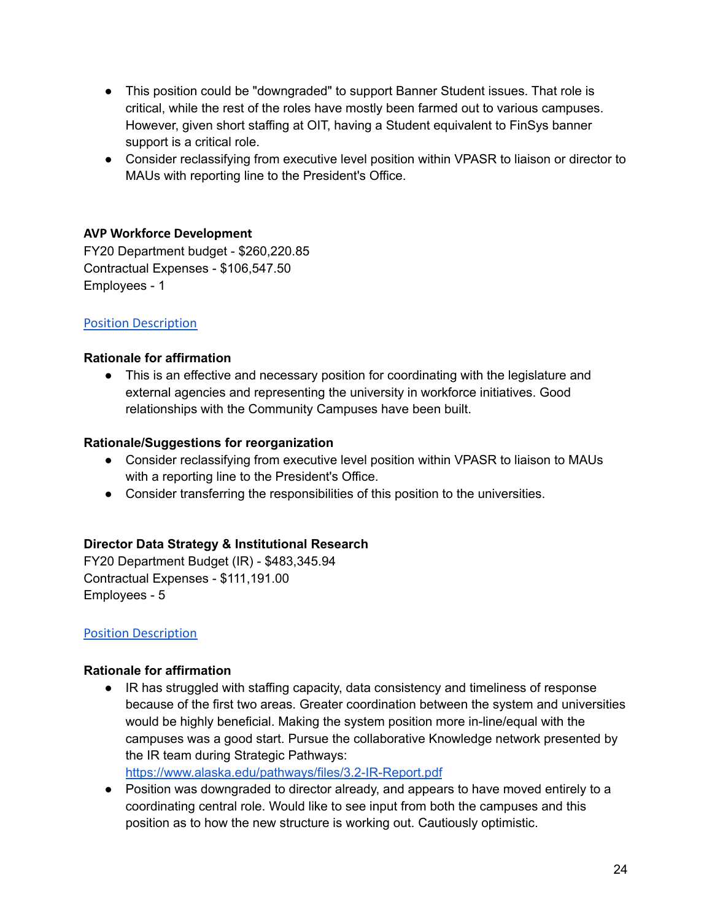- This position could be "downgraded" to support Banner Student issues. That role is critical, while the rest of the roles have mostly been farmed out to various campuses. However, given short staffing at OIT, having a Student equivalent to FinSys banner support is a critical role.
- Consider reclassifying from executive level position within VPASR to liaison or director to MAUs with reporting line to the President's Office.

**AVP Workforce Development**
FY20 Department budget - $260,220.85
Contractual Expenses - $106,547.50
Employees - 1

Position Description

**Rationale for affirmation**

- This is an effective and necessary position for coordinating with the legislature and external agencies and representing the university in workforce initiatives. Good relationships with the Community Campuses have been built.

**Rationale/Suggestions for reorganization**

- Consider reclassifying from executive level position within VPASR to liaison to MAUs with a reporting line to the President's Office.
- Consider transferring the responsibilities of this position to the universities.

**Director Data Strategy & Institutional Research**
FY20 Department Budget (IR) - $483,345.94
Contractual Expenses - $111,191.00
Employees - 5

Position Description

**Rationale for affirmation**

- IR has struggled with staffing capacity, data consistency and timeliness of response because of the first two areas. Greater coordination between the system and universities would be highly beneficial. Making the system position more in-line/equal with the campuses was a good start. Pursue the collaborative Knowledge network presented by the IR team during Strategic Pathways: https://www.alaska.edu/pathways/files/3.2-IR-Report.pdf
- Position was downgraded to director already, and appears to have moved entirely to a coordinating central role. Would like to see input from both the campuses and this position as to how the new structure is working out. Cautiously optimistic.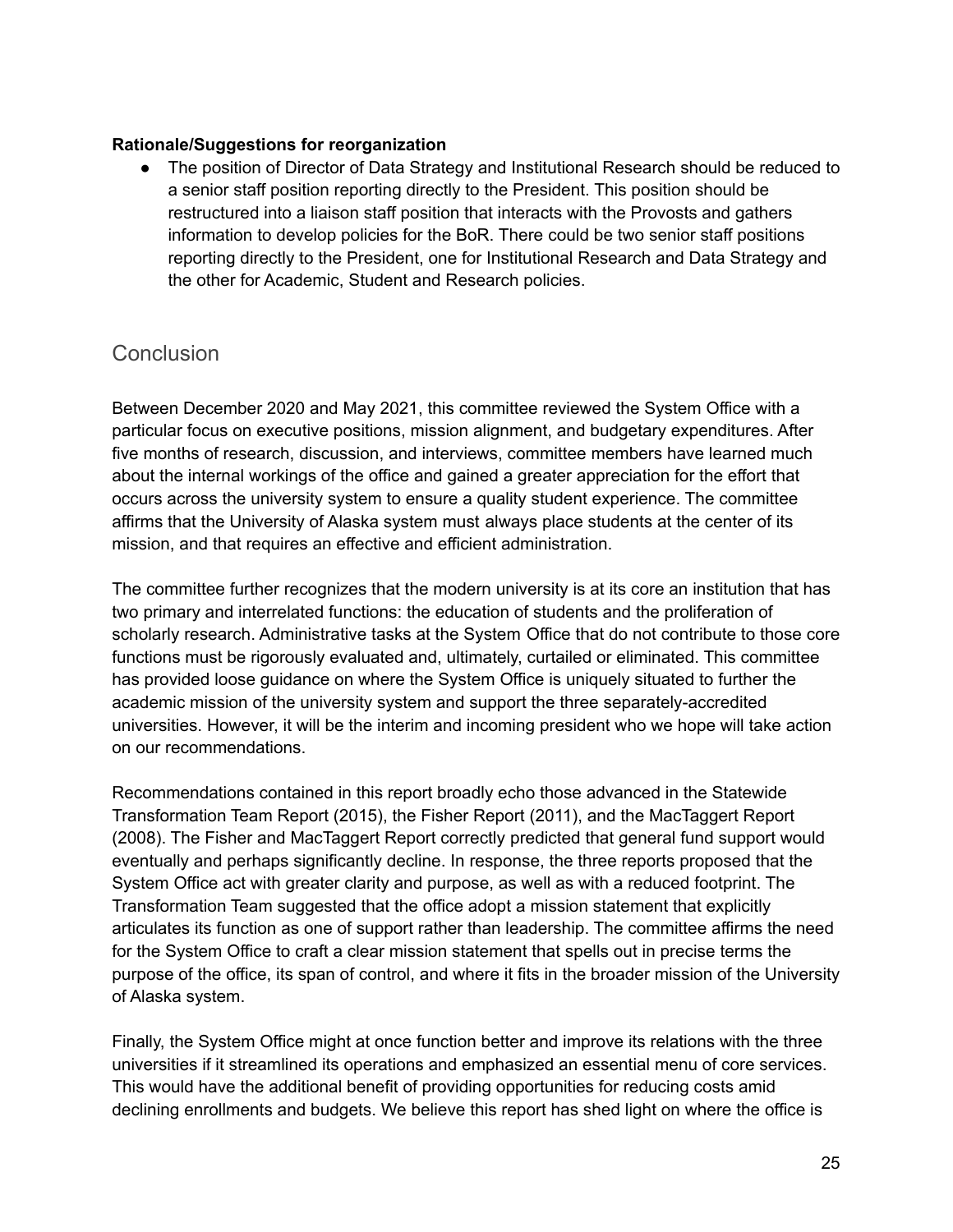**Rationale/Suggestions for reorganization**

- The position of Director of Data Strategy and Institutional Research should be reduced to a senior staff position reporting directly to the President. This position should be restructured into a liaison staff position that interacts with the Provosts and gathers information to develop policies for the BoR. There could be two senior staff positions reporting directly to the President, one for Institutional Research and Data Strategy and the other for Academic, Student and Research policies.

## Conclusion

Between December 2020 and May 2021, this committee reviewed the System Office with a particular focus on executive positions, mission alignment, and budgetary expenditures. After five months of research, discussion, and interviews, committee members have learned much about the internal workings of the office and gained a greater appreciation for the effort that occurs across the university system to ensure a quality student experience. The committee affirms that the University of Alaska system must always place students at the center of its mission, and that requires an effective and efficient administration.

The committee further recognizes that the modern university is at its core an institution that has two primary and interrelated functions: the education of students and the proliferation of scholarly research. Administrative tasks at the System Office that do not contribute to those core functions must be rigorously evaluated and, ultimately, curtailed or eliminated. This committee has provided loose guidance on where the System Office is uniquely situated to further the academic mission of the university system and support the three separately-accredited universities. However, it will be the interim and incoming president who we hope will take action on our recommendations.

Recommendations contained in this report broadly echo those advanced in the Statewide Transformation Team Report (2015), the Fisher Report (2011), and the MacTaggert Report (2008). The Fisher and MacTaggert Report correctly predicted that general fund support would eventually and perhaps significantly decline. In response, the three reports proposed that the System Office act with greater clarity and purpose, as well as with a reduced footprint. The Transformation Team suggested that the office adopt a mission statement that explicitly articulates its function as one of support rather than leadership. The committee affirms the need for the System Office to craft a clear mission statement that spells out in precise terms the purpose of the office, its span of control, and where it fits in the broader mission of the University of Alaska system.

Finally, the System Office might at once function better and improve its relations with the three universities if it streamlined its operations and emphasized an essential menu of core services. This would have the additional benefit of providing opportunities for reducing costs amid declining enrollments and budgets. We believe this report has shed light on where the office is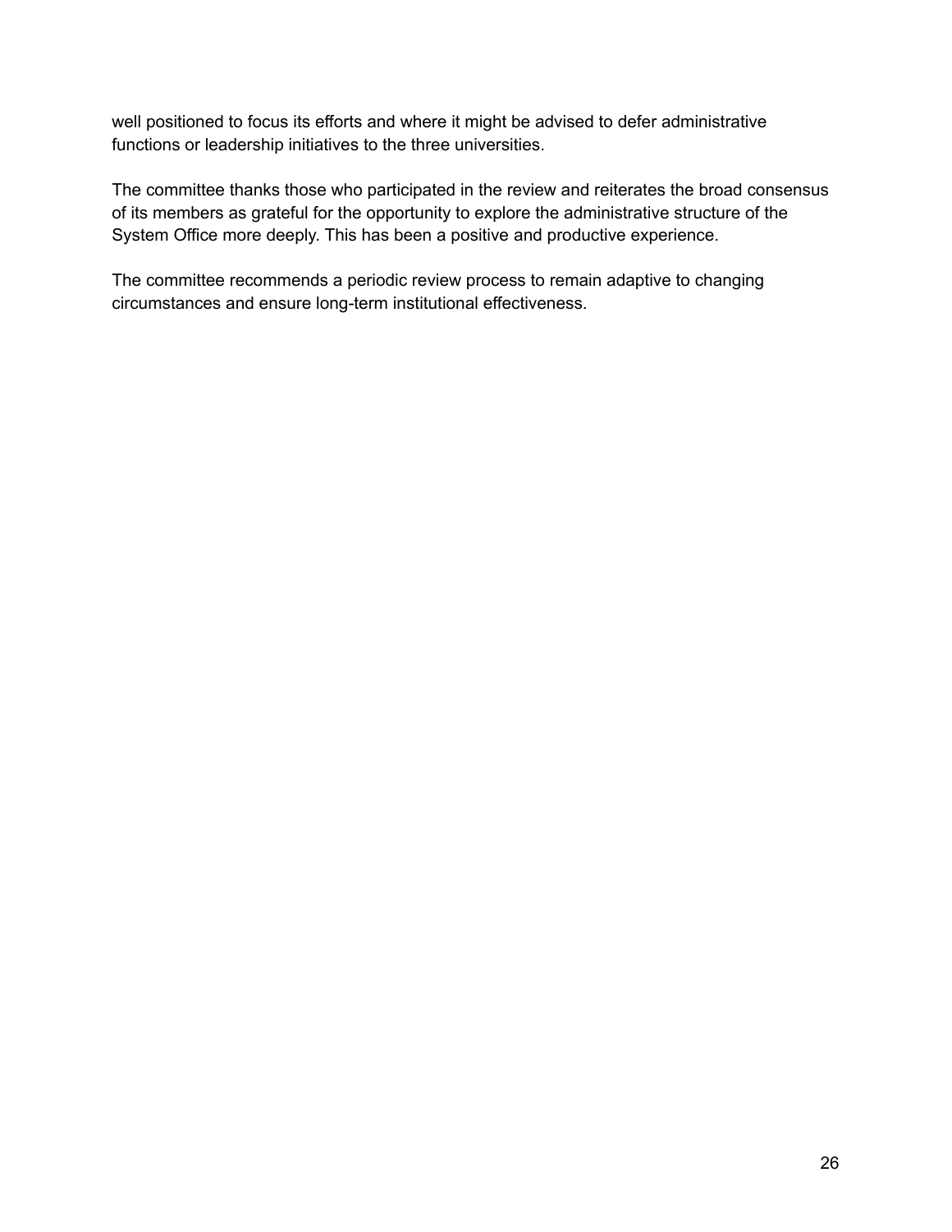well positioned to focus its efforts and where it might be advised to defer administrative functions or leadership initiatives to the three universities.

The committee thanks those who participated in the review and reiterates the broad consensus of its members as grateful for the opportunity to explore the administrative structure of the System Office more deeply. This has been a positive and productive experience.

The committee recommends a periodic review process to remain adaptive to changing circumstances and ensure long-term institutional effectiveness.